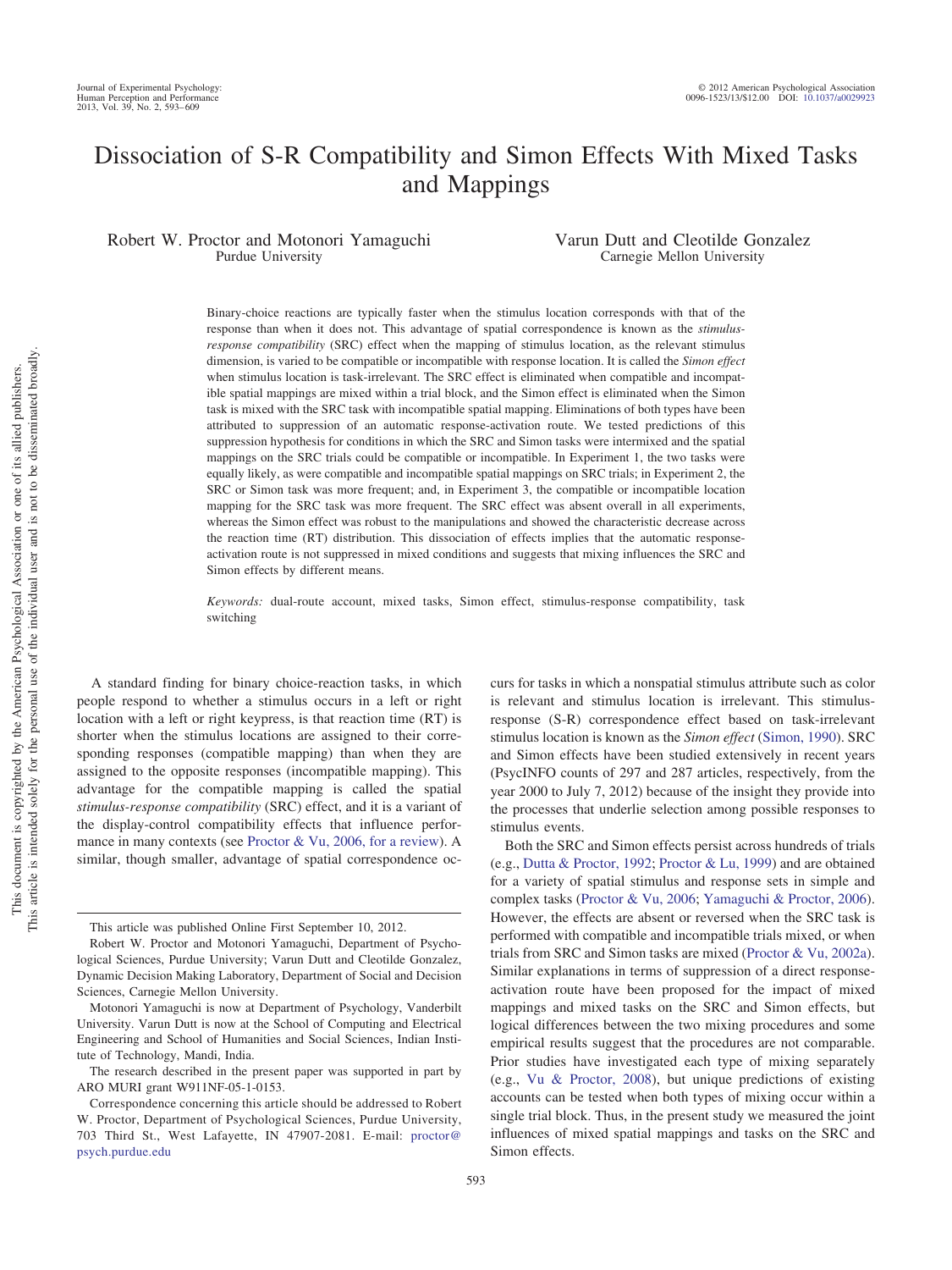# Dissociation of S-R Compatibility and Simon Effects With Mixed Tasks and Mappings

Robert W. Proctor and Motonori Yamaguchi
Purdue University

Varun Dutt and Cleotilde Gonzalez
Carnegie Mellon University

Binary-choice reactions are typically faster when the stimulus location corresponds with that of the response than when it does not. This advantage of spatial correspondence is known as the *stimulus-response compatibility* (SRC) effect when the mapping of stimulus location, as the relevant stimulus dimension, is varied to be compatible or incompatible with response location. It is called the *Simon effect* when stimulus location is task-irrelevant. The SRC effect is eliminated when compatible and incompatible spatial mappings are mixed within a trial block, and the Simon effect is eliminated when the Simon task is mixed with the SRC task with incompatible spatial mapping. Eliminations of both types have been attributed to suppression of an automatic response-activation route. We tested predictions of this suppression hypothesis for conditions in which the SRC and Simon tasks were intermixed and the spatial mappings on the SRC trials could be compatible or incompatible. In Experiment 1, the two tasks were equally likely, as were compatible and incompatible spatial mappings on SRC trials; in Experiment 2, the SRC or Simon task was more frequent; and, in Experiment 3, the compatible or incompatible location mapping for the SRC task was more frequent. The SRC effect was absent overall in all experiments, whereas the Simon effect was robust to the manipulations and showed the characteristic decrease across the reaction time (RT) distribution. This dissociation of effects implies that the automatic response-activation route is not suppressed in mixed conditions and suggests that mixing influences the SRC and Simon effects by different means.

*Keywords:* dual-route account, mixed tasks, Simon effect, stimulus-response compatibility, task switching

A standard finding for binary choice-reaction tasks, in which people respond to whether a stimulus occurs in a left or right location with a left or right keypress, is that reaction time (RT) is shorter when the stimulus locations are assigned to their corresponding responses (compatible mapping) than when they are assigned to the opposite responses (incompatible mapping). This advantage for the compatible mapping is called the spatial *stimulus-response compatibility* (SRC) effect, and it is a variant of the display-control compatibility effects that influence performance in many contexts (see Proctor & Vu, 2006, for a review). A similar, though smaller, advantage of spatial correspondence occurs for tasks in which a nonspatial stimulus attribute such as color is relevant and stimulus location is irrelevant. This stimulus-response (S-R) correspondence effect based on task-irrelevant stimulus location is known as the *Simon effect* (Simon, 1990). SRC and Simon effects have been studied extensively in recent years (PsycINFO counts of 297 and 287 articles, respectively, from the year 2000 to July 7, 2012) because of the insight they provide into the processes that underlie selection among possible responses to stimulus events.

Both the SRC and Simon effects persist across hundreds of trials (e.g., Dutta & Proctor, 1992; Proctor & Lu, 1999) and are obtained for a variety of spatial stimulus and response sets in simple and complex tasks (Proctor & Vu, 2006; Yamaguchi & Proctor, 2006). However, the effects are absent or reversed when the SRC task is performed with compatible and incompatible trials mixed, or when trials from SRC and Simon tasks are mixed (Proctor & Vu, 2002a). Similar explanations in terms of suppression of a direct response-activation route have been proposed for the impact of mixed mappings and mixed tasks on the SRC and Simon effects, but logical differences between the two mixing procedures and some empirical results suggest that the procedures are not comparable. Prior studies have investigated each type of mixing separately (e.g., Vu & Proctor, 2008), but unique predictions of existing accounts can be tested when both types of mixing occur within a single trial block. Thus, in the present study we measured the joint influences of mixed spatial mappings and tasks on the SRC and Simon effects.

This article was published Online First September 10, 2012.

Robert W. Proctor and Motonori Yamaguchi, Department of Psychological Sciences, Purdue University; Varun Dutt and Cleotilde Gonzalez, Dynamic Decision Making Laboratory, Department of Social and Decision Sciences, Carnegie Mellon University.

Motonori Yamaguchi is now at Department of Psychology, Vanderbilt University. Varun Dutt is now at the School of Computing and Electrical Engineering and School of Humanities and Social Sciences, Indian Institute of Technology, Mandi, India.

The research described in the present paper was supported in part by ARO MURI grant W911NF-05-1-0153.

Correspondence concerning this article should be addressed to Robert W. Proctor, Department of Psychological Sciences, Purdue University, 703 Third St., West Lafayette, IN 47907-2081. E-mail: proctor@psych.purdue.edu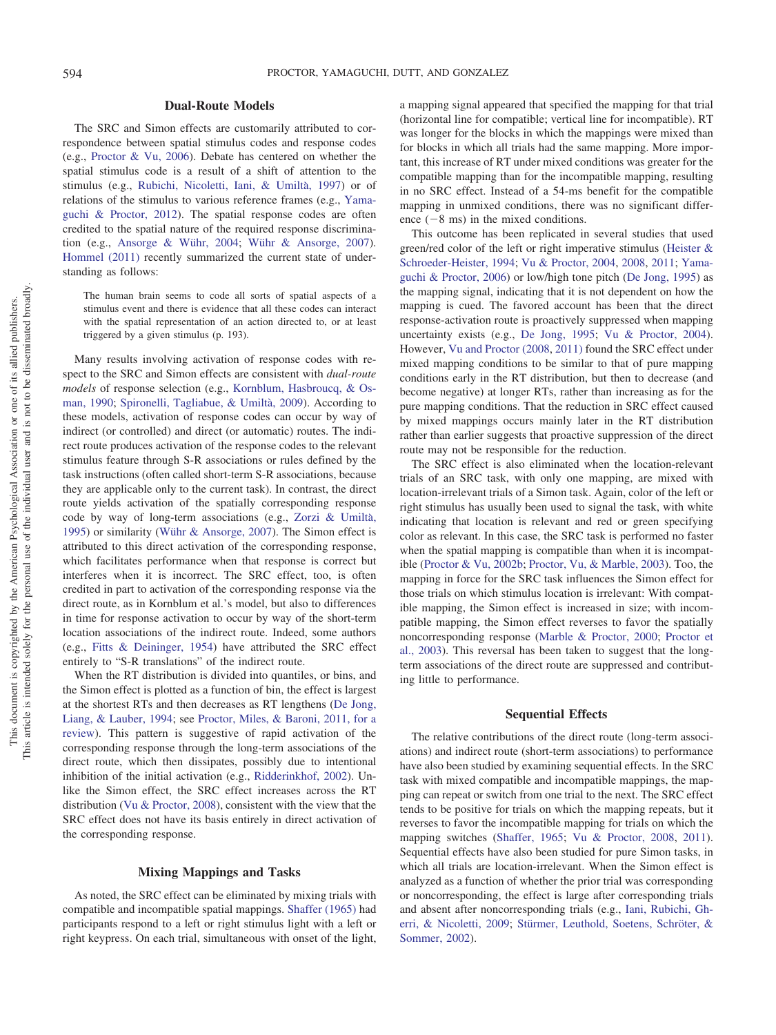## Dual-Route Models

The SRC and Simon effects are customarily attributed to correspondence between spatial stimulus codes and response codes (e.g., Proctor & Vu, 2006). Debate has centered on whether the spatial stimulus code is a result of a shift of attention to the stimulus (e.g., Rubichi, Nicoletti, Iani, & Umiltà, 1997) or of relations of the stimulus to various reference frames (e.g., Yamaguchi & Proctor, 2012). The spatial response codes are often credited to the spatial nature of the required response discrimination (e.g., Ansorge & Wühr, 2004; Wühr & Ansorge, 2007). Hommel (2011) recently summarized the current state of understanding as follows:

> The human brain seems to code all sorts of spatial aspects of a stimulus event and there is evidence that all these codes can interact with the spatial representation of an action directed to, or at least triggered by a given stimulus (p. 193).

Many results involving activation of response codes with respect to the SRC and Simon effects are consistent with *dual-route models* of response selection (e.g., Kornblum, Hasbroucq, & Osman, 1990; Spironelli, Tagliabue, & Umiltà, 2009). According to these models, activation of response codes can occur by way of indirect (or controlled) and direct (or automatic) routes. The indirect route produces activation of the response codes to the relevant stimulus feature through S-R associations or rules defined by the task instructions (often called short-term S-R associations, because they are applicable only to the current task). In contrast, the direct route yields activation of the spatially corresponding response code by way of long-term associations (e.g., Zorzi & Umiltà, 1995) or similarity (Wühr & Ansorge, 2007). The Simon effect is attributed to this direct activation of the corresponding response, which facilitates performance when that response is correct but interferes when it is incorrect. The SRC effect, too, is often credited in part to activation of the corresponding response via the direct route, as in Kornblum et al.'s model, but also to differences in time for response activation to occur by way of the short-term location associations of the indirect route. Indeed, some authors (e.g., Fitts & Deininger, 1954) have attributed the SRC effect entirely to "S-R translations" of the indirect route.

When the RT distribution is divided into quantiles, or bins, and the Simon effect is plotted as a function of bin, the effect is largest at the shortest RTs and then decreases as RT lengthens (De Jong, Liang, & Lauber, 1994; see Proctor, Miles, & Baroni, 2011, for a review). This pattern is suggestive of rapid activation of the corresponding response through the long-term associations of the direct route, which then dissipates, possibly due to intentional inhibition of the initial activation (e.g., Ridderinkhof, 2002). Unlike the Simon effect, the SRC effect increases across the RT distribution (Vu & Proctor, 2008), consistent with the view that the SRC effect does not have its basis entirely in direct activation of the corresponding response.

## Mixing Mappings and Tasks

As noted, the SRC effect can be eliminated by mixing trials with compatible and incompatible spatial mappings. Shaffer (1965) had participants respond to a left or right stimulus light with a left or right keypress. On each trial, simultaneous with onset of the light, a mapping signal appeared that specified the mapping for that trial (horizontal line for compatible; vertical line for incompatible). RT was longer for the blocks in which the mappings were mixed than for blocks in which all trials had the same mapping. More important, this increase of RT under mixed conditions was greater for the compatible mapping than for the incompatible mapping, resulting in no SRC effect. Instead of a 54-ms benefit for the compatible mapping in unmixed conditions, there was no significant difference ($-8$ ms) in the mixed conditions.

This outcome has been replicated in several studies that used green/red color of the left or right imperative stimulus (Heister & Schroeder-Heister, 1994; Vu & Proctor, 2004, 2008, 2011; Yamaguchi & Proctor, 2006) or low/high tone pitch (De Jong, 1995) as the mapping signal, indicating that it is not dependent on how the mapping is cued. The favored account has been that the direct response-activation route is proactively suppressed when mapping uncertainty exists (e.g., De Jong, 1995; Vu & Proctor, 2004). However, Vu and Proctor (2008, 2011) found the SRC effect under mixed mapping conditions to be similar to that of pure mapping conditions early in the RT distribution, but then to decrease (and become negative) at longer RTs, rather than increasing as for the pure mapping conditions. That the reduction in SRC effect caused by mixed mappings occurs mainly later in the RT distribution rather than earlier suggests that proactive suppression of the direct route may not be responsible for the reduction.

The SRC effect is also eliminated when the location-relevant trials of an SRC task, with only one mapping, are mixed with location-irrelevant trials of a Simon task. Again, color of the left or right stimulus has usually been used to signal the task, with white indicating that location is relevant and red or green specifying color as relevant. In this case, the SRC task is performed no faster when the spatial mapping is compatible than when it is incompatible (Proctor & Vu, 2002b; Proctor, Vu, & Marble, 2003). Too, the mapping in force for the SRC task influences the Simon effect for those trials on which stimulus location is irrelevant: With compatible mapping, the Simon effect is increased in size; with incompatible mapping, the Simon effect reverses to favor the spatially noncorresponding response (Marble & Proctor, 2000; Proctor et al., 2003). This reversal has been taken to suggest that the long-term associations of the direct route are suppressed and contributing little to performance.

## Sequential Effects

The relative contributions of the direct route (long-term associations) and indirect route (short-term associations) to performance have also been studied by examining sequential effects. In the SRC task with mixed compatible and incompatible mappings, the mapping can repeat or switch from one trial to the next. The SRC effect tends to be positive for trials on which the mapping repeats, but it reverses to favor the incompatible mapping for trials on which the mapping switches (Shaffer, 1965; Vu & Proctor, 2008, 2011). Sequential effects have also been studied for pure Simon tasks, in which all trials are location-irrelevant. When the Simon effect is analyzed as a function of whether the prior trial was corresponding or noncorresponding, the effect is large after corresponding trials and absent after noncorresponding trials (e.g., Iani, Rubichi, Gherri, & Nicoletti, 2009; Stürmer, Leuthold, Soetens, Schröter, & Sommer, 2002).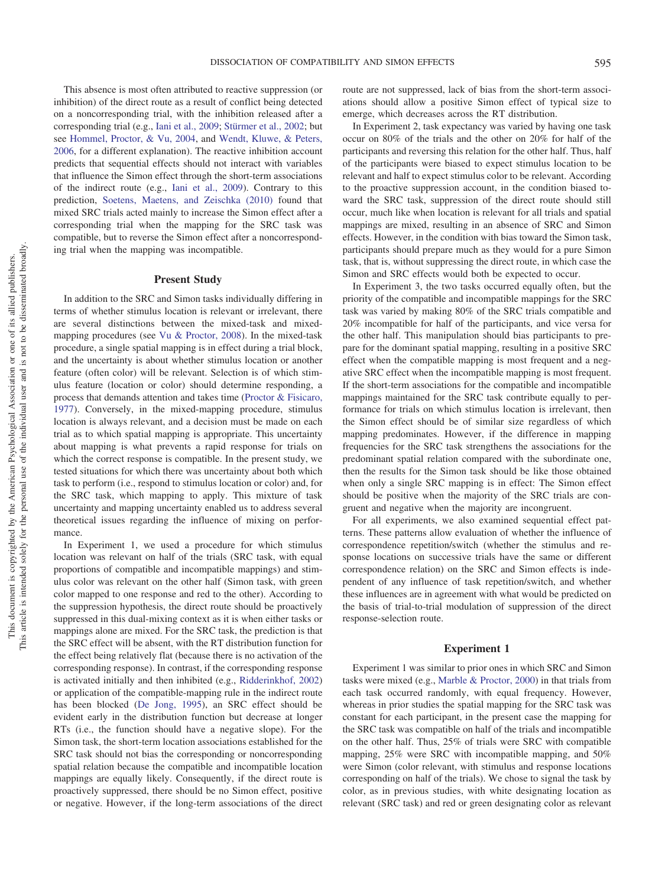This absence is most often attributed to reactive suppression (or inhibition) of the direct route as a result of conflict being detected on a noncorresponding trial, with the inhibition released after a corresponding trial (e.g., Iani et al., 2009; Stürmer et al., 2002; but see Hommel, Proctor, & Vu, 2004, and Wendt, Kluwe, & Peters, 2006, for a different explanation). The reactive inhibition account predicts that sequential effects should not interact with variables that influence the Simon effect through the short-term associations of the indirect route (e.g., Iani et al., 2009). Contrary to this prediction, Soetens, Maetens, and Zeischka (2010) found that mixed SRC trials acted mainly to increase the Simon effect after a corresponding trial when the mapping for the SRC task was compatible, but to reverse the Simon effect after a noncorresponding trial when the mapping was incompatible.

## Present Study

In addition to the SRC and Simon tasks individually differing in terms of whether stimulus location is relevant or irrelevant, there are several distinctions between the mixed-task and mixed-mapping procedures (see Vu & Proctor, 2008). In the mixed-task procedure, a single spatial mapping is in effect during a trial block, and the uncertainty is about whether stimulus location or another feature (often color) will be relevant. Selection is of which stimulus feature (location or color) should determine responding, a process that demands attention and takes time (Proctor & Fisicaro, 1977). Conversely, in the mixed-mapping procedure, stimulus location is always relevant, and a decision must be made on each trial as to which spatial mapping is appropriate. This uncertainty about mapping is what prevents a rapid response for trials on which the correct response is compatible. In the present study, we tested situations for which there was uncertainty about both which task to perform (i.e., respond to stimulus location or color) and, for the SRC task, which mapping to apply. This mixture of task uncertainty and mapping uncertainty enabled us to address several theoretical issues regarding the influence of mixing on performance.

In Experiment 1, we used a procedure for which stimulus location was relevant on half of the trials (SRC task, with equal proportions of compatible and incompatible mappings) and stimulus color was relevant on the other half (Simon task, with green color mapped to one response and red to the other). According to the suppression hypothesis, the direct route should be proactively suppressed in this dual-mixing context as it is when either tasks or mappings alone are mixed. For the SRC task, the prediction is that the SRC effect will be absent, with the RT distribution function for the effect being relatively flat (because there is no activation of the corresponding response). In contrast, if the corresponding response is activated initially and then inhibited (e.g., Ridderinkhof, 2002) or application of the compatible-mapping rule in the indirect route has been blocked (De Jong, 1995), an SRC effect should be evident early in the distribution function but decrease at longer RTs (i.e., the function should have a negative slope). For the Simon task, the short-term location associations established for the SRC task should not bias the corresponding or noncorresponding spatial relation because the compatible and incompatible location mappings are equally likely. Consequently, if the direct route is proactively suppressed, there should be no Simon effect, positive or negative. However, if the long-term associations of the direct route are not suppressed, lack of bias from the short-term associations should allow a positive Simon effect of typical size to emerge, which decreases across the RT distribution.

In Experiment 2, task expectancy was varied by having one task occur on 80% of the trials and the other on 20% for half of the participants and reversing this relation for the other half. Thus, half of the participants were biased to expect stimulus location to be relevant and half to expect stimulus color to be relevant. According to the proactive suppression account, in the condition biased toward the SRC task, suppression of the direct route should still occur, much like when location is relevant for all trials and spatial mappings are mixed, resulting in an absence of SRC and Simon effects. However, in the condition with bias toward the Simon task, participants should prepare much as they would for a pure Simon task, that is, without suppressing the direct route, in which case the Simon and SRC effects would both be expected to occur.

In Experiment 3, the two tasks occurred equally often, but the priority of the compatible and incompatible mappings for the SRC task was varied by making 80% of the SRC trials compatible and 20% incompatible for half of the participants, and vice versa for the other half. This manipulation should bias participants to prepare for the dominant spatial mapping, resulting in a positive SRC effect when the compatible mapping is most frequent and a negative SRC effect when the incompatible mapping is most frequent. If the short-term associations for the compatible and incompatible mappings maintained for the SRC task contribute equally to performance for trials on which stimulus location is irrelevant, then the Simon effect should be of similar size regardless of which mapping predominates. However, if the difference in mapping frequencies for the SRC task strengthens the associations for the predominant spatial relation compared with the subordinate one, then the results for the Simon task should be like those obtained when only a single SRC mapping is in effect: The Simon effect should be positive when the majority of the SRC trials are congruent and negative when the majority are incongruent.

For all experiments, we also examined sequential effect patterns. These patterns allow evaluation of whether the influence of correspondence repetition/switch (whether the stimulus and response locations on successive trials have the same or different correspondence relation) on the SRC and Simon effects is independent of any influence of task repetition/switch, and whether these influences are in agreement with what would be predicted on the basis of trial-to-trial modulation of suppression of the direct response-selection route.

## Experiment 1

Experiment 1 was similar to prior ones in which SRC and Simon tasks were mixed (e.g., Marble & Proctor, 2000) in that trials from each task occurred randomly, with equal frequency. However, whereas in prior studies the spatial mapping for the SRC task was constant for each participant, in the present case the mapping for the SRC task was compatible on half of the trials and incompatible on the other half. Thus, 25% of trials were SRC with compatible mapping, 25% were SRC with incompatible mapping, and 50% were Simon (color relevant, with stimulus and response locations corresponding on half of the trials). We chose to signal the task by color, as in previous studies, with white designating location as relevant (SRC task) and red or green designating color as relevant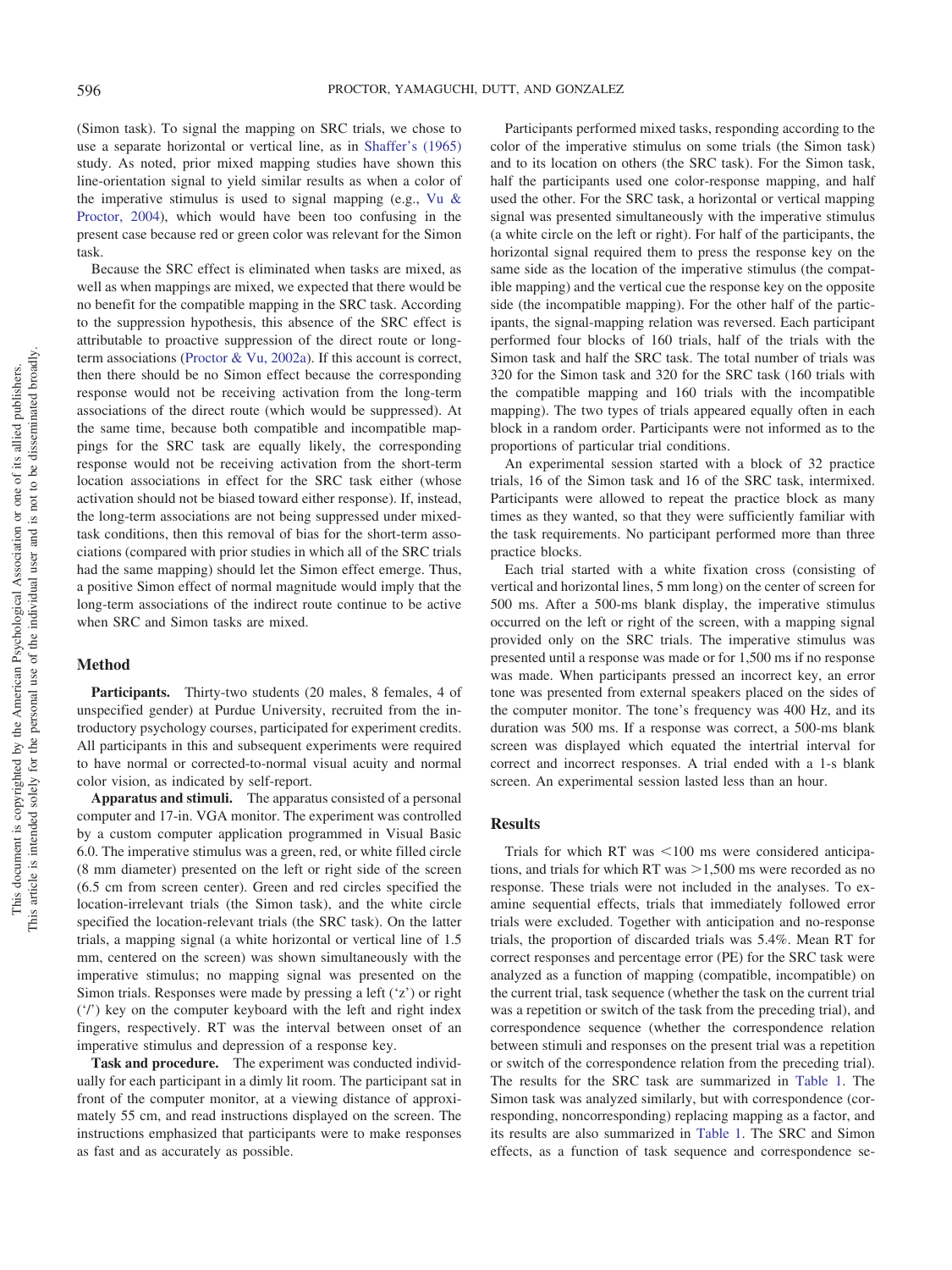(Simon task). To signal the mapping on SRC trials, we chose to use a separate horizontal or vertical line, as in Shaffer's (1965) study. As noted, prior mixed mapping studies have shown this line-orientation signal to yield similar results as when a color of the imperative stimulus is used to signal mapping (e.g., Vu & Proctor, 2004), which would have been too confusing in the present case because red or green color was relevant for the Simon task.

Because the SRC effect is eliminated when tasks are mixed, as well as when mappings are mixed, we expected that there would be no benefit for the compatible mapping in the SRC task. According to the suppression hypothesis, this absence of the SRC effect is attributable to proactive suppression of the direct route or long-term associations (Proctor & Vu, 2002a). If this account is correct, then there should be no Simon effect because the corresponding response would not be receiving activation from the long-term associations of the direct route (which would be suppressed). At the same time, because both compatible and incompatible mappings for the SRC task are equally likely, the corresponding response would not be receiving activation from the short-term location associations in effect for the SRC task either (whose activation should not be biased toward either response). If, instead, the long-term associations are not being suppressed under mixed-task conditions, then this removal of bias for the short-term associations (compared with prior studies in which all of the SRC trials had the same mapping) should let the Simon effect emerge. Thus, a positive Simon effect of normal magnitude would imply that the long-term associations of the indirect route continue to be active when SRC and Simon tasks are mixed.

## Method

**Participants.** Thirty-two students (20 males, 8 females, 4 of unspecified gender) at Purdue University, recruited from the introductory psychology courses, participated for experiment credits. All participants in this and subsequent experiments were required to have normal or corrected-to-normal visual acuity and normal color vision, as indicated by self-report.

**Apparatus and stimuli.** The apparatus consisted of a personal computer and 17-in. VGA monitor. The experiment was controlled by a custom computer application programmed in Visual Basic 6.0. The imperative stimulus was a green, red, or white filled circle (8 mm diameter) presented on the left or right side of the screen (6.5 cm from screen center). Green and red circles specified the location-irrelevant trials (the Simon task), and the white circle specified the location-relevant trials (the SRC task). On the latter trials, a mapping signal (a white horizontal or vertical line of 1.5 mm, centered on the screen) was shown simultaneously with the imperative stimulus; no mapping signal was presented on the Simon trials. Responses were made by pressing a left ('z') or right ('/') key on the computer keyboard with the left and right index fingers, respectively. RT was the interval between onset of an imperative stimulus and depression of a response key.

**Task and procedure.** The experiment was conducted individually for each participant in a dimly lit room. The participant sat in front of the computer monitor, at a viewing distance of approximately 55 cm, and read instructions displayed on the screen. The instructions emphasized that participants were to make responses as fast and as accurately as possible.

Participants performed mixed tasks, responding according to the color of the imperative stimulus on some trials (the Simon task) and to its location on others (the SRC task). For the Simon task, half the participants used one color-response mapping, and half used the other. For the SRC task, a horizontal or vertical mapping signal was presented simultaneously with the imperative stimulus (a white circle on the left or right). For half of the participants, the horizontal signal required them to press the response key on the same side as the location of the imperative stimulus (the compatible mapping) and the vertical cue the response key on the opposite side (the incompatible mapping). For the other half of the participants, the signal-mapping relation was reversed. Each participant performed four blocks of 160 trials, half of the trials with the Simon task and half the SRC task. The total number of trials was 320 for the Simon task and 320 for the SRC task (160 trials with the compatible mapping and 160 trials with the incompatible mapping). The two types of trials appeared equally often in each block in a random order. Participants were not informed as to the proportions of particular trial conditions.

An experimental session started with a block of 32 practice trials, 16 of the Simon task and 16 of the SRC task, intermixed. Participants were allowed to repeat the practice block as many times as they wanted, so that they were sufficiently familiar with the task requirements. No participant performed more than three practice blocks.

Each trial started with a white fixation cross (consisting of vertical and horizontal lines, 5 mm long) on the center of screen for 500 ms. After a 500-ms blank display, the imperative stimulus occurred on the left or right of the screen, with a mapping signal provided only on the SRC trials. The imperative stimulus was presented until a response was made or for 1,500 ms if no response was made. When participants pressed an incorrect key, an error tone was presented from external speakers placed on the sides of the computer monitor. The tone's frequency was 400 Hz, and its duration was 500 ms. If a response was correct, a 500-ms blank screen was displayed which equated the intertrial interval for correct and incorrect responses. A trial ended with a 1-s blank screen. An experimental session lasted less than an hour.

## Results

Trials for which RT was <100 ms were considered anticipations, and trials for which RT was >1,500 ms were recorded as no response. These trials were not included in the analyses. To examine sequential effects, trials that immediately followed error trials were excluded. Together with anticipation and no-response trials, the proportion of discarded trials was 5.4%. Mean RT for correct responses and percentage error (PE) for the SRC task were analyzed as a function of mapping (compatible, incompatible) on the current trial, task sequence (whether the task on the current trial was a repetition or switch of the task from the preceding trial), and correspondence sequence (whether the correspondence relation between stimuli and responses on the present trial was a repetition or switch of the correspondence relation from the preceding trial). The results for the SRC task are summarized in Table 1. The Simon task was analyzed similarly, but with correspondence (corresponding, noncorresponding) replacing mapping as a factor, and its results are also summarized in Table 1. The SRC and Simon effects, as a function of task sequence and correspondence se-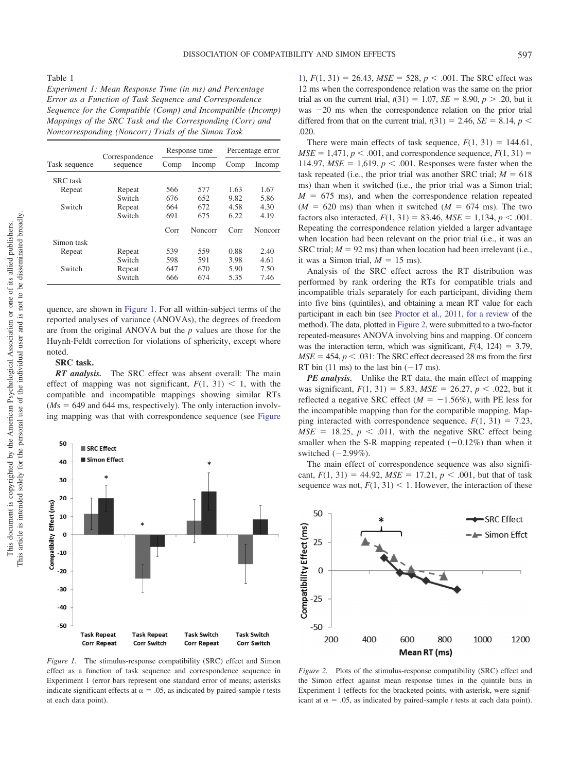Table 1

*Experiment 1: Mean Response Time (in ms) and Percentage Error as a Function of Task Sequence and Correspondence Sequence for the Compatible (Comp) and Incompatible (Incomp) Mappings of the SRC Task and the Corresponding (Corr) and Noncorresponding (Noncorr) Trials of the Simon Task*

| Task sequence | Correspondence sequence | Response time | | Percentage error | |
|---|---|---|---|---|---|
| | | Comp | Incomp | Comp | Incomp |
| SRC task | | | | | |
| Repeat | Repeat | 566 | 577 | 1.63 | 1.67 |
| | Switch | 676 | 652 | 9.82 | 5.86 |
| Switch | Repeat | 664 | 672 | 4.58 | 4.30 |
| | Switch | 691 | 675 | 6.22 | 4.19 |
| | | Corr | Noncorr | Corr | Noncorr |
| Simon task | | | | | |
| Repeat | Repeat | 539 | 559 | 0.88 | 2.40 |
| | Switch | 598 | 591 | 3.98 | 4.61 |
| Switch | Repeat | 647 | 670 | 5.90 | 7.50 |
| | Switch | 666 | 674 | 5.35 | 7.46 |

quence, are shown in Figure 1. For all within-subject terms of the reported analyses of variance (ANOVAs), the degrees of freedom are from the original ANOVA but the $p$ values are those for the Huynh-Feldt correction for violations of sphericity, except where noted.

**SRC task.**

***RT analysis.*** The SRC effect was absent overall: The main effect of mapping was not significant, $F(1, 31) < 1$, with the compatible and incompatible mappings showing similar RTs ($M$s = 649 and 644 ms, respectively). The only interaction involving mapping was that with correspondence sequence (see Figure 1), $F(1, 31) = 26.43$, $MSE = 528$, $p < .001$. The SRC effect was 12 ms when the correspondence relation was the same on the prior trial as on the current trial, $t(31) = 1.07$, $SE = 8.90$, $p > .20$, but it was $-20$ ms when the correspondence relation on the prior trial differed from that on the current trial, $t(31) = 2.46$, $SE = 8.14$, $p < .020$.

There were main effects of task sequence, $F(1, 31) = 144.61$, $MSE = 1{,}471$, $p < .001$, and correspondence sequence, $F(1, 31) = 114.97$, $MSE = 1{,}619$, $p < .001$. Responses were faster when the task repeated (i.e., the prior trial was another SRC trial; $M = 618$ ms) than when it switched (i.e., the prior trial was a Simon trial; $M = 675$ ms), and when the correspondence relation repeated ($M = 620$ ms) than when it switched ($M = 674$ ms). The two factors also interacted, $F(1, 31) = 83.46$, $MSE = 1{,}134$, $p < .001$. Repeating the correspondence relation yielded a larger advantage when location had been relevant on the prior trial (i.e., it was an SRC trial; $M = 92$ ms) than when location had been irrelevant (i.e., it was a Simon trial, $M = 15$ ms).

Analysis of the SRC effect across the RT distribution was performed by rank ordering the RTs for compatible trials and incompatible trials separately for each participant, dividing them into five bins (quintiles), and obtaining a mean RT value for each participant in each bin (see Proctor et al., 2011, for a review of the method). The data, plotted in Figure 2, were submitted to a two-factor repeated-measures ANOVA involving bins and mapping. Of concern was the interaction term, which was significant, $F(4, 124) = 3.79$, $MSE = 454$, $p < .031$: The SRC effect decreased 28 ms from the first RT bin (11 ms) to the last bin ($-17$ ms).

***PE analysis.*** Unlike the RT data, the main effect of mapping was significant, $F(1, 31) = 5.83$, $MSE = 26.27$, $p < .022$, but it reflected a negative SRC effect ($M = -1.56\%$), with PE less for the incompatible mapping than for the compatible mapping. Mapping interacted with correspondence sequence, $F(1, 31) = 7.23$, $MSE = 18.25$, $p < .011$, with the negative SRC effect being smaller when the S-R mapping repeated ($-0.12\%$) than when it switched ($-2.99\%$).

The main effect of correspondence sequence was also significant, $F(1, 31) = 44.92$, $MSE = 17.21$, $p < .001$, but that of task sequence was not, $F(1, 31) < 1$. However, the interaction of these

*Figure 1.* The stimulus-response compatibility (SRC) effect and Simon effect as a function of task sequence and correspondence sequence in Experiment 1 (error bars represent one standard error of means; asterisks indicate significant effects at $\alpha = .05$, as indicated by paired-sample $t$ tests at each data point).

*Figure 2.* Plots of the stimulus-response compatibility (SRC) effect and the Simon effect against mean response times in the quintile bins in Experiment 1 (effects for the bracketed points, with asterisk, were significant at $\alpha = .05$, as indicated by paired-sample $t$ tests at each data point).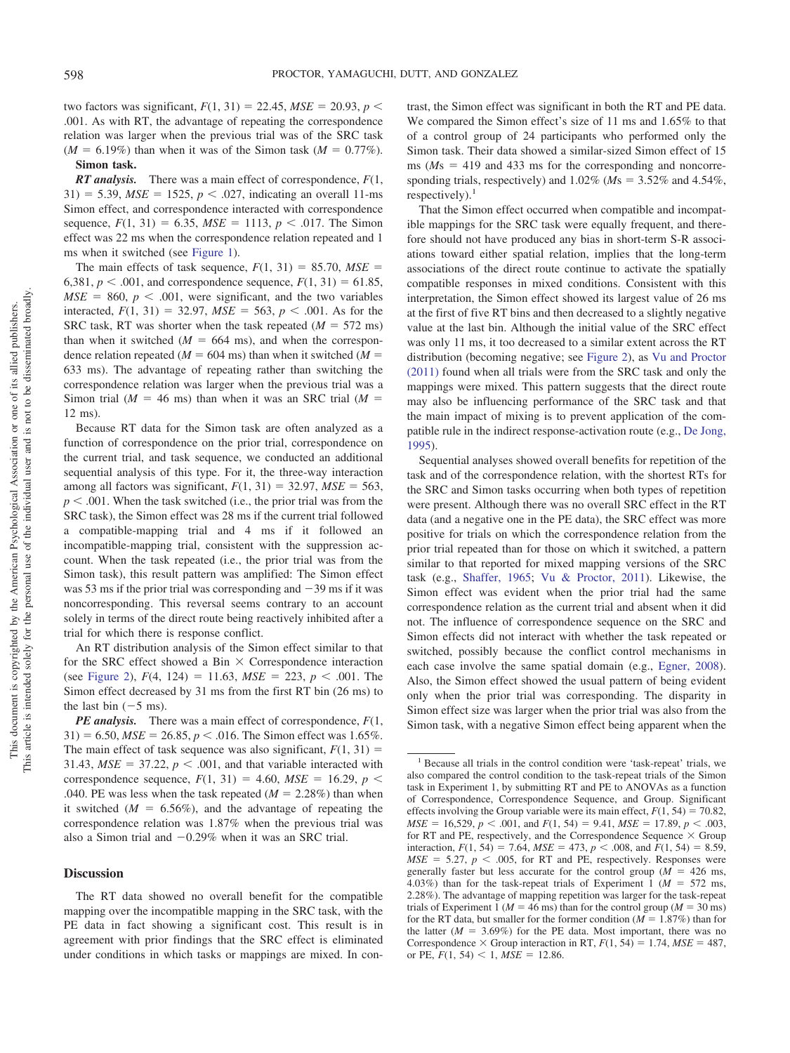two factors was significant, $F(1, 31) = 22.45$, $MSE = 20.93$, $p < .001$. As with RT, the advantage of repeating the correspondence relation was larger when the previous trial was of the SRC task ($M = 6.19\%$) than when it was of the Simon task ($M = 0.77\%$).

**Simon task.**

***RT analysis.*** There was a main effect of correspondence, $F(1, 31) = 5.39$, $MSE = 1525$, $p < .027$, indicating an overall 11-ms Simon effect, and correspondence interacted with correspondence sequence, $F(1, 31) = 6.35$, $MSE = 1113$, $p < .017$. The Simon effect was 22 ms when the correspondence relation repeated and 1 ms when it switched (see Figure 1).

The main effects of task sequence, $F(1, 31) = 85.70$, $MSE = 6{,}381$, $p < .001$, and correspondence sequence, $F(1, 31) = 61.85$, $MSE = 860$, $p < .001$, were significant, and the two variables interacted, $F(1, 31) = 32.97$, $MSE = 563$, $p < .001$. As for the SRC task, RT was shorter when the task repeated ($M = 572$ ms) than when it switched ($M = 664$ ms), and when the correspondence relation repeated ($M = 604$ ms) than when it switched ($M = 633$ ms). The advantage of repeating rather than switching the correspondence relation was larger when the previous trial was a Simon trial ($M = 46$ ms) than when it was an SRC trial ($M = 12$ ms).

Because RT data for the Simon task are often analyzed as a function of correspondence on the prior trial, correspondence on the current trial, and task sequence, we conducted an additional sequential analysis of this type. For it, the three-way interaction among all factors was significant, $F(1, 31) = 32.97$, $MSE = 563$, $p < .001$. When the task switched (i.e., the prior trial was from the SRC task), the Simon effect was 28 ms if the current trial followed a compatible-mapping trial and 4 ms if it followed an incompatible-mapping trial, consistent with the suppression account. When the task repeated (i.e., the prior trial was from the Simon task), this result pattern was amplified: The Simon effect was 53 ms if the prior trial was corresponding and −39 ms if it was noncorresponding. This reversal seems contrary to an account solely in terms of the direct route being reactively inhibited after a trial for which there is response conflict.

An RT distribution analysis of the Simon effect similar to that for the SRC effect showed a Bin × Correspondence interaction (see Figure 2), $F(4, 124) = 11.63$, $MSE = 223$, $p < .001$. The Simon effect decreased by 31 ms from the first RT bin (26 ms) to the last bin (−5 ms).

***PE analysis.*** There was a main effect of correspondence, $F(1, 31) = 6.50$, $MSE = 26.85$, $p < .016$. The Simon effect was 1.65%. The main effect of task sequence was also significant, $F(1, 31) = 31.43$, $MSE = 37.22$, $p < .001$, and that variable interacted with correspondence sequence, $F(1, 31) = 4.60$, $MSE = 16.29$, $p < .040$. PE was less when the task repeated ($M = 2.28\%$) than when it switched ($M = 6.56\%$), and the advantage of repeating the correspondence relation was 1.87% when the previous trial was also a Simon trial and −0.29% when it was an SRC trial.

## Discussion

The RT data showed no overall benefit for the compatible mapping over the incompatible mapping in the SRC task, with the PE data in fact showing a significant cost. This result is in agreement with prior findings that the SRC effect is eliminated under conditions in which tasks or mappings are mixed. In contrast, the Simon effect was significant in both the RT and PE data. We compared the Simon effect's size of 11 ms and 1.65% to that of a control group of 24 participants who performed only the Simon task. Their data showed a similar-sized Simon effect of 15 ms ($Ms = 419$ and 433 ms for the corresponding and noncorresponding trials, respectively) and 1.02% ($Ms = 3.52\%$ and 4.54%, respectively).[1]

That the Simon effect occurred when compatible and incompatible mappings for the SRC task were equally frequent, and therefore should not have produced any bias in short-term S-R associations toward either spatial relation, implies that the long-term associations of the direct route continue to activate the spatially compatible responses in mixed conditions. Consistent with this interpretation, the Simon effect showed its largest value of 26 ms at the first of five RT bins and then decreased to a slightly negative value at the last bin. Although the initial value of the SRC effect was only 11 ms, it too decreased to a similar extent across the RT distribution (becoming negative; see Figure 2), as Vu and Proctor (2011) found when all trials were from the SRC task and only the mappings were mixed. This pattern suggests that the direct route may also be influencing performance of the SRC task and that the main impact of mixing is to prevent application of the compatible rule in the indirect response-activation route (e.g., De Jong, 1995).

Sequential analyses showed overall benefits for repetition of the task and of the correspondence relation, with the shortest RTs for the SRC and Simon tasks occurring when both types of repetition were present. Although there was no overall SRC effect in the RT data (and a negative one in the PE data), the SRC effect was more positive for trials on which the correspondence relation from the prior trial repeated than for those on which it switched, a pattern similar to that reported for mixed mapping versions of the SRC task (e.g., Shaffer, 1965; Vu & Proctor, 2011). Likewise, the Simon effect was evident when the prior trial had the same correspondence relation as the current trial and absent when it did not. The influence of correspondence sequence on the SRC and Simon effects did not interact with whether the task repeated or switched, possibly because the conflict control mechanisms in each case involve the same spatial domain (e.g., Egner, 2008). Also, the Simon effect showed the usual pattern of being evident only when the prior trial was corresponding. The disparity in Simon effect size was larger when the prior trial was also from the Simon task, with a negative Simon effect being apparent when the

---

[1] Because all trials in the control condition were 'task-repeat' trials, we also compared the control condition to the task-repeat trials of the Simon task in Experiment 1, by submitting RT and PE to ANOVAs as a function of Correspondence, Correspondence Sequence, and Group. Significant effects involving the Group variable were its main effect, $F(1, 54) = 70.82$, $MSE = 16{,}529$, $p < .001$, and $F(1, 54) = 9.41$, $MSE = 17.89$, $p < .003$, for RT and PE, respectively, and the Correspondence Sequence × Group interaction, $F(1, 54) = 7.64$, $MSE = 473$, $p < .008$, and $F(1, 54) = 8.59$, $MSE = 5.27$, $p < .005$, for RT and PE, respectively. Responses were generally faster but less accurate for the control group ($M = 426$ ms, 4.03%) than for the task-repeat trials of Experiment 1 ($M = 572$ ms, 2.28%). The advantage of mapping repetition was larger for the task-repeat trials of Experiment 1 ($M = 46$ ms) than for the control group ($M = 30$ ms) for the RT data, but smaller for the former condition ($M = 1.87\%$) than for the latter ($M = 3.69\%$) for the PE data. Most important, there was no Correspondence × Group interaction in RT, $F(1, 54) = 1.74$, $MSE = 487$, or PE, $F(1, 54) < 1$, $MSE = 12.86$.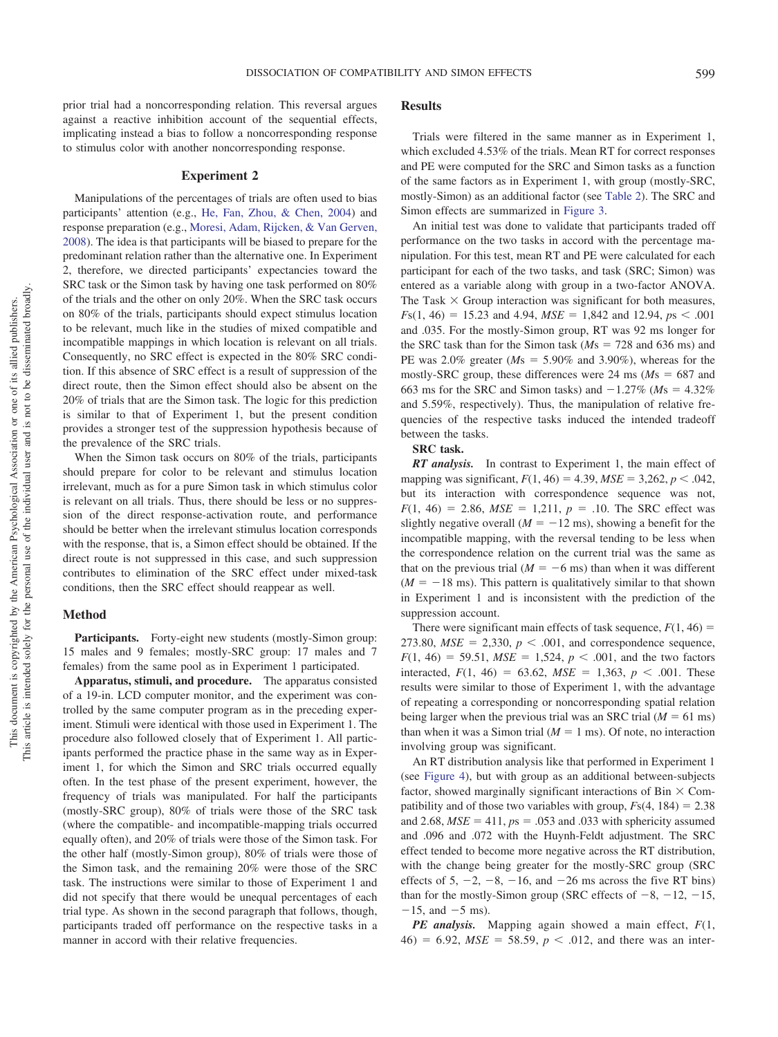prior trial had a noncorresponding relation. This reversal argues against a reactive inhibition account of the sequential effects, implicating instead a bias to follow a noncorresponding response to stimulus color with another noncorresponding response.

## Experiment 2

Manipulations of the percentages of trials are often used to bias participants' attention (e.g., He, Fan, Zhou, & Chen, 2004) and response preparation (e.g., Moresi, Adam, Rijcken, & Van Gerven, 2008). The idea is that participants will be biased to prepare for the predominant relation rather than the alternative one. In Experiment 2, therefore, we directed participants' expectancies toward the SRC task or the Simon task by having one task performed on 80% of the trials and the other on only 20%. When the SRC task occurs on 80% of the trials, participants should expect stimulus location to be relevant, much like in the studies of mixed compatible and incompatible mappings in which location is relevant on all trials. Consequently, no SRC effect is expected in the 80% SRC condition. If this absence of SRC effect is a result of suppression of the direct route, then the Simon effect should also be absent on the 20% of trials that are the Simon task. The logic for this prediction is similar to that of Experiment 1, but the present condition provides a stronger test of the suppression hypothesis because of the prevalence of the SRC trials.

When the Simon task occurs on 80% of the trials, participants should prepare for color to be relevant and stimulus location irrelevant, much as for a pure Simon task in which stimulus color is relevant on all trials. Thus, there should be less or no suppression of the direct response-activation route, and performance should be better when the irrelevant stimulus location corresponds with the response, that is, a Simon effect should be obtained. If the direct route is not suppressed in this case, and such suppression contributes to elimination of the SRC effect under mixed-task conditions, then the SRC effect should reappear as well.

### Method

**Participants.** Forty-eight new students (mostly-Simon group: 15 males and 9 females; mostly-SRC group: 17 males and 7 females) from the same pool as in Experiment 1 participated.

**Apparatus, stimuli, and procedure.** The apparatus consisted of a 19-in. LCD computer monitor, and the experiment was controlled by the same computer program as in the preceding experiment. Stimuli were identical with those used in Experiment 1. The procedure also followed closely that of Experiment 1. All participants performed the practice phase in the same way as in Experiment 1, for which the Simon and SRC trials occurred equally often. In the test phase of the present experiment, however, the frequency of trials was manipulated. For half the participants (mostly-SRC group), 80% of trials were those of the SRC task (where the compatible- and incompatible-mapping trials occurred equally often), and 20% of trials were those of the Simon task. For the other half (mostly-Simon group), 80% of trials were those of the Simon task, and the remaining 20% were those of the SRC task. The instructions were similar to those of Experiment 1 and did not specify that there would be unequal percentages of each trial type. As shown in the second paragraph that follows, though, participants traded off performance on the respective tasks in a manner in accord with their relative frequencies.

### Results

Trials were filtered in the same manner as in Experiment 1, which excluded 4.53% of the trials. Mean RT for correct responses and PE were computed for the SRC and Simon tasks as a function of the same factors as in Experiment 1, with group (mostly-SRC, mostly-Simon) as an additional factor (see Table 2). The SRC and Simon effects are summarized in Figure 3.

An initial test was done to validate that participants traded off performance on the two tasks in accord with the percentage manipulation. For this test, mean RT and PE were calculated for each participant for each of the two tasks, and task (SRC; Simon) was entered as a variable along with group in a two-factor ANOVA. The Task × Group interaction was significant for both measures, $Fs(1, 46) = 15.23$ and 4.94, $MSE = 1{,}842$ and 12.94, $ps < .001$ and .035. For the mostly-Simon group, RT was 92 ms longer for the SRC task than for the Simon task ($Ms = 728$ and 636 ms) and PE was 2.0% greater ($Ms = 5.90\%$ and 3.90%), whereas for the mostly-SRC group, these differences were 24 ms ($Ms = 687$ and 663 ms for the SRC and Simon tasks) and $-1.27\%$ ($Ms = 4.32\%$ and 5.59%, respectively). Thus, the manipulation of relative frequencies of the respective tasks induced the intended tradeoff between the tasks.

**SRC task.**

***RT analysis.*** In contrast to Experiment 1, the main effect of mapping was significant, $F(1, 46) = 4.39$, $MSE = 3{,}262$, $p < .042$, but its interaction with correspondence sequence was not, $F(1, 46) = 2.86$, $MSE = 1{,}211$, $p = .10$. The SRC effect was slightly negative overall ($M = -12$ ms), showing a benefit for the incompatible mapping, with the reversal tending to be less when the correspondence relation on the current trial was the same as that on the previous trial ($M = -6$ ms) than when it was different ($M = -18$ ms). This pattern is qualitatively similar to that shown in Experiment 1 and is inconsistent with the prediction of the suppression account.

There were significant main effects of task sequence, $F(1, 46) = 273.80$, $MSE = 2{,}330$, $p < .001$, and correspondence sequence, $F(1, 46) = 59.51$, $MSE = 1{,}524$, $p < .001$, and the two factors interacted, $F(1, 46) = 63.62$, $MSE = 1{,}363$, $p < .001$. These results were similar to those of Experiment 1, with the advantage of repeating a corresponding or noncorresponding spatial relation being larger when the previous trial was an SRC trial ($M = 61$ ms) than when it was a Simon trial ($M = 1$ ms). Of note, no interaction involving group was significant.

An RT distribution analysis like that performed in Experiment 1 (see Figure 4), but with group as an additional between-subjects factor, showed marginally significant interactions of Bin × Compatibility and of those two variables with group, $Fs(4, 184) = 2.38$ and 2.68, $MSE = 411$, $ps = .053$ and .033 with sphericity assumed and .096 and .072 with the Huynh-Feldt adjustment. The SRC effect tended to become more negative across the RT distribution, with the change being greater for the mostly-SRC group (SRC effects of 5, −2, −8, −16, and −26 ms across the five RT bins) than for the mostly-Simon group (SRC effects of −8, −12, −15, −15, and −5 ms).

***PE analysis.*** Mapping again showed a main effect, $F(1, 46) = 6.92$, $MSE = 58.59$, $p < .012$, and there was an inter-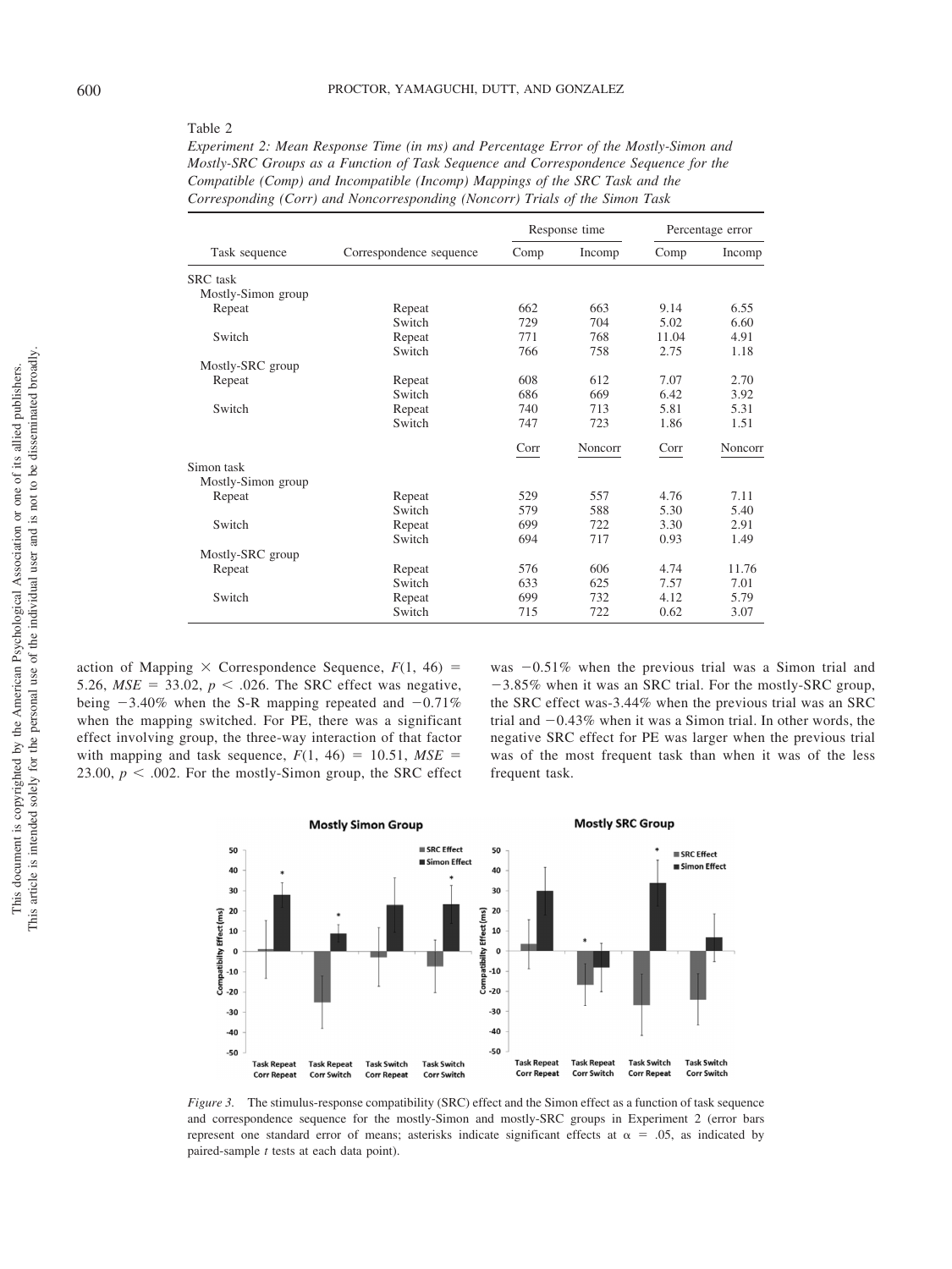Table 2

*Experiment 2: Mean Response Time (in ms) and Percentage Error of the Mostly-Simon and Mostly-SRC Groups as a Function of Task Sequence and Correspondence Sequence for the Compatible (Comp) and Incompatible (Incomp) Mappings of the SRC Task and the Corresponding (Corr) and Noncorresponding (Noncorr) Trials of the Simon Task*

| Task sequence | Correspondence sequence | Response time | | Percentage error | |
|---|---|---|---|---|---|
| | | Comp | Incomp | Comp | Incomp |
| SRC task | | | | | |
| Mostly-Simon group | | | | | |
| Repeat | Repeat | 662 | 663 | 9.14 | 6.55 |
| | Switch | 729 | 704 | 5.02 | 6.60 |
| Switch | Repeat | 771 | 768 | 11.04 | 4.91 |
| | Switch | 766 | 758 | 2.75 | 1.18 |
| Mostly-SRC group | | | | | |
| Repeat | Repeat | 608 | 612 | 7.07 | 2.70 |
| | Switch | 686 | 669 | 6.42 | 3.92 |
| Switch | Repeat | 740 | 713 | 5.81 | 5.31 |
| | Switch | 747 | 723 | 1.86 | 1.51 |
| | | Corr | Noncorr | Corr | Noncorr |
| Simon task | | | | | |
| Mostly-Simon group | | | | | |
| Repeat | Repeat | 529 | 557 | 4.76 | 7.11 |
| | Switch | 579 | 588 | 5.30 | 5.40 |
| Switch | Repeat | 699 | 722 | 3.30 | 2.91 |
| | Switch | 694 | 717 | 0.93 | 1.49 |
| Mostly-SRC group | | | | | |
| Repeat | Repeat | 576 | 606 | 4.74 | 11.76 |
| | Switch | 633 | 625 | 7.57 | 7.01 |
| Switch | Repeat | 699 | 732 | 4.12 | 5.79 |
| | Switch | 715 | 722 | 0.62 | 3.07 |

action of Mapping × Correspondence Sequence, $F(1, 46) = 5.26$, $MSE = 33.02$, $p < .026$. The SRC effect was negative, being −3.40% when the S-R mapping repeated and −0.71% when the mapping switched. For PE, there was a significant effect involving group, the three-way interaction of that factor with mapping and task sequence, $F(1, 46) = 10.51$, $MSE = 23.00$, $p < .002$. For the mostly-Simon group, the SRC effect was −0.51% when the previous trial was a Simon trial and −3.85% when it was an SRC trial. For the mostly-SRC group, the SRC effect was-3.44% when the previous trial was an SRC trial and −0.43% when it was a Simon trial. In other words, the negative SRC effect for PE was larger when the previous trial was of the most frequent task than when it was of the less frequent task.

*Figure 3.* The stimulus-response compatibility (SRC) effect and the Simon effect as a function of task sequence and correspondence sequence for the mostly-Simon and mostly-SRC groups in Experiment 2 (error bars represent one standard error of means; asterisks indicate significant effects at $\alpha = .05$, as indicated by paired-sample $t$ tests at each data point).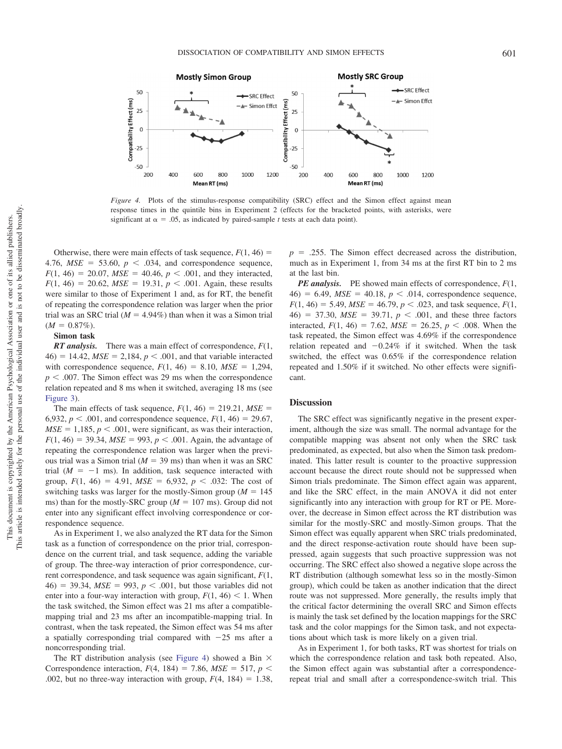*Figure 4.* Plots of the stimulus-response compatibility (SRC) effect and the Simon effect against mean response times in the quintile bins in Experiment 2 (effects for the bracketed points, with asterisks, were significant at $\alpha = .05$, as indicated by paired-sample $t$ tests at each data point).

Otherwise, there were main effects of task sequence, $F(1, 46) = 4.76$, $MSE = 53.60$, $p < .034$, and correspondence sequence, $F(1, 46) = 20.07$, $MSE = 40.46$, $p < .001$, and they interacted, $F(1, 46) = 20.62$, $MSE = 19.31$, $p < .001$. Again, these results were similar to those of Experiment 1 and, as for RT, the benefit of repeating the correspondence relation was larger when the prior trial was an SRC trial ($M = 4.94\%$) than when it was a Simon trial ($M = 0.87\%$).

**Simon task**

***RT analysis.*** There was a main effect of correspondence, $F(1, 46) = 14.42$, $MSE = 2{,}184$, $p < .001$, and that variable interacted with correspondence sequence, $F(1, 46) = 8.10$, $MSE = 1{,}294$, $p < .007$. The Simon effect was 29 ms when the correspondence relation repeated and 8 ms when it switched, averaging 18 ms (see Figure 3).

The main effects of task sequence, $F(1, 46) = 219.21$, $MSE = 6{,}932$, $p < .001$, and correspondence sequence, $F(1, 46) = 29.67$, $MSE = 1{,}185$, $p < .001$, were significant, as was their interaction, $F(1, 46) = 39.34$, $MSE = 993$, $p < .001$. Again, the advantage of repeating the correspondence relation was larger when the previous trial was a Simon trial ($M = 39$ ms) than when it was an SRC trial ($M = -1$ ms). In addition, task sequence interacted with group, $F(1, 46) = 4.91$, $MSE = 6{,}932$, $p < .032$: The cost of switching tasks was larger for the mostly-Simon group ($M = 145$ ms) than for the mostly-SRC group ($M = 107$ ms). Group did not enter into any significant effect involving correspondence or correspondence sequence.

As in Experiment 1, we also analyzed the RT data for the Simon task as a function of correspondence on the prior trial, correspondence on the current trial, and task sequence, adding the variable of group. The three-way interaction of prior correspondence, current correspondence, and task sequence was again significant, $F(1, 46) = 39.34$, $MSE = 993$, $p < .001$, but those variables did not enter into a four-way interaction with group, $F(1, 46) < 1$. When the task switched, the Simon effect was 21 ms after a compatible-mapping trial and 23 ms after an incompatible-mapping trial. In contrast, when the task repeated, the Simon effect was 54 ms after a spatially corresponding trial compared with $-25$ ms after a noncorresponding trial.

The RT distribution analysis (see Figure 4) showed a Bin × Correspondence interaction, $F(4, 184) = 7.86$, $MSE = 517$, $p < .002$, but no three-way interaction with group, $F(4, 184) = 1.38$, $p = .255$. The Simon effect decreased across the distribution, much as in Experiment 1, from 34 ms at the first RT bin to 2 ms at the last bin.

***PE analysis.*** PE showed main effects of correspondence, $F(1, 46) = 6.49$, $MSE = 40.18$, $p < .014$, correspondence sequence, $F(1, 46) = 5.49$, $MSE = 46.79$, $p < .023$, and task sequence, $F(1, 46) = 37.30$, $MSE = 39.71$, $p < .001$, and these three factors interacted, $F(1, 46) = 7.62$, $MSE = 26.25$, $p < .008$. When the task repeated, the Simon effect was 4.69% if the correspondence relation repeated and $-0.24\%$ if it switched. When the task switched, the effect was 0.65% if the correspondence relation repeated and 1.50% if it switched. No other effects were significant.

## Discussion

The SRC effect was significantly negative in the present experiment, although the size was small. The normal advantage for the compatible mapping was absent not only when the SRC task predominated, as expected, but also when the Simon task predominated. This latter result is counter to the proactive suppression account because the direct route should not be suppressed when Simon trials predominate. The Simon effect again was apparent, and like the SRC effect, in the main ANOVA it did not enter significantly into any interaction with group for RT or PE. Moreover, the decrease in Simon effect across the RT distribution was similar for the mostly-SRC and mostly-Simon groups. That the Simon effect was equally apparent when SRC trials predominated, and the direct response-activation route should have been suppressed, again suggests that such proactive suppression was not occurring. The SRC effect also showed a negative slope across the RT distribution (although somewhat less so in the mostly-Simon group), which could be taken as another indication that the direct route was not suppressed. More generally, the results imply that the critical factor determining the overall SRC and Simon effects is mainly the task set defined by the location mappings for the SRC task and the color mappings for the Simon task, and not expectations about which task is more likely on a given trial.

As in Experiment 1, for both tasks, RT was shortest for trials on which the correspondence relation and task both repeated. Also, the Simon effect again was substantial after a correspondence-repeat trial and small after a correspondence-switch trial. This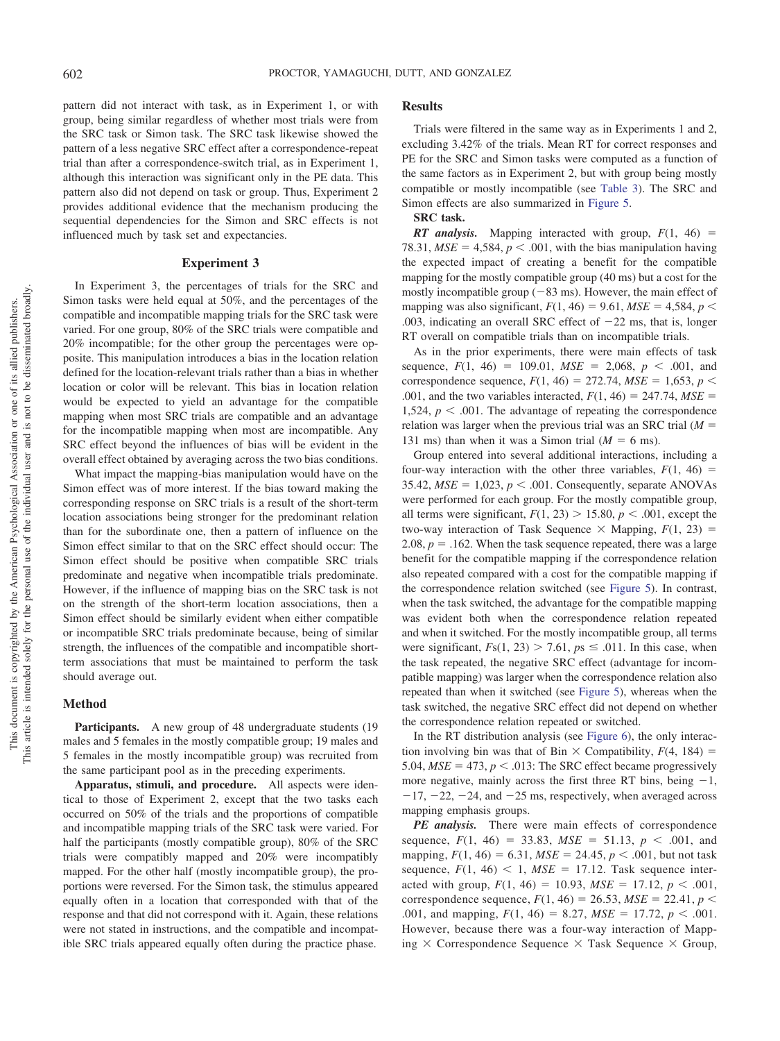pattern did not interact with task, as in Experiment 1, or with group, being similar regardless of whether most trials were from the SRC task or Simon task. The SRC task likewise showed the pattern of a less negative SRC effect after a correspondence-repeat trial than after a correspondence-switch trial, as in Experiment 1, although this interaction was significant only in the PE data. This pattern also did not depend on task or group. Thus, Experiment 2 provides additional evidence that the mechanism producing the sequential dependencies for the Simon and SRC effects is not influenced much by task set and expectancies.

## Experiment 3

In Experiment 3, the percentages of trials for the SRC and Simon tasks were held equal at 50%, and the percentages of the compatible and incompatible mapping trials for the SRC task were varied. For one group, 80% of the SRC trials were compatible and 20% incompatible; for the other group the percentages were opposite. This manipulation introduces a bias in the location relation defined for the location-relevant trials rather than a bias in whether location or color will be relevant. This bias in location relation would be expected to yield an advantage for the compatible mapping when most SRC trials are compatible and an advantage for the incompatible mapping when most are incompatible. Any SRC effect beyond the influences of bias will be evident in the overall effect obtained by averaging across the two bias conditions.

What impact the mapping-bias manipulation would have on the Simon effect was of more interest. If the bias toward making the corresponding response on SRC trials is a result of the short-term location associations being stronger for the predominant relation than for the subordinate one, then a pattern of influence on the Simon effect similar to that on the SRC effect should occur: The Simon effect should be positive when compatible SRC trials predominate and negative when incompatible trials predominate. However, if the influence of mapping bias on the SRC task is not on the strength of the short-term location associations, then a Simon effect should be similarly evident when either compatible or incompatible SRC trials predominate because, being of similar strength, the influences of the compatible and incompatible short-term associations that must be maintained to perform the task should average out.

### Method

**Participants.** A new group of 48 undergraduate students (19 males and 5 females in the mostly compatible group; 19 males and 5 females in the mostly incompatible group) was recruited from the same participant pool as in the preceding experiments.

**Apparatus, stimuli, and procedure.** All aspects were identical to those of Experiment 2, except that the two tasks each occurred on 50% of the trials and the proportions of compatible and incompatible mapping trials of the SRC task were varied. For half the participants (mostly compatible group), 80% of the SRC trials were compatibly mapped and 20% were incompatibly mapped. For the other half (mostly incompatible group), the proportions were reversed. For the Simon task, the stimulus appeared equally often in a location that corresponded with that of the response and that did not correspond with it. Again, these relations were not stated in instructions, and the compatible and incompatible SRC trials appeared equally often during the practice phase.

### Results

Trials were filtered in the same way as in Experiments 1 and 2, excluding 3.42% of the trials. Mean RT for correct responses and PE for the SRC and Simon tasks were computed as a function of the same factors as in Experiment 2, but with group being mostly compatible or mostly incompatible (see Table 3). The SRC and Simon effects are also summarized in Figure 5.

**SRC task.**

***RT analysis.*** Mapping interacted with group, $F(1, 46) = 78.31$, $MSE = 4{,}584$, $p < .001$, with the bias manipulation having the expected impact of creating a benefit for the compatible mapping for the mostly compatible group (40 ms) but a cost for the mostly incompatible group (−83 ms). However, the main effect of mapping was also significant, $F(1, 46) = 9.61$, $MSE = 4{,}584$, $p < .003$, indicating an overall SRC effect of −22 ms, that is, longer RT overall on compatible trials than on incompatible trials.

As in the prior experiments, there were main effects of task sequence, $F(1, 46) = 109.01$, $MSE = 2{,}068$, $p < .001$, and correspondence sequence, $F(1, 46) = 272.74$, $MSE = 1{,}653$, $p < .001$, and the two variables interacted, $F(1, 46) = 247.74$, $MSE = 1{,}524$, $p < .001$. The advantage of repeating the correspondence relation was larger when the previous trial was an SRC trial ($M = 131$ ms) than when it was a Simon trial ($M = 6$ ms).

Group entered into several additional interactions, including a four-way interaction with the other three variables, $F(1, 46) = 35.42$, $MSE = 1{,}023$, $p < .001$. Consequently, separate ANOVAs were performed for each group. For the mostly compatible group, all terms were significant, $F(1, 23) > 15.80$, $p < .001$, except the two-way interaction of Task Sequence × Mapping, $F(1, 23) = 2.08$, $p = .162$. When the task sequence repeated, there was a large benefit for the compatible mapping if the correspondence relation also repeated compared with a cost for the compatible mapping if the correspondence relation switched (see Figure 5). In contrast, when the task switched, the advantage for the compatible mapping was evident both when the correspondence relation repeated and when it switched. For the mostly incompatible group, all terms were significant, $Fs(1, 23) > 7.61$, $ps \leq .011$. In this case, when the task repeated, the negative SRC effect (advantage for incompatible mapping) was larger when the correspondence relation also repeated than when it switched (see Figure 5), whereas when the task switched, the negative SRC effect did not depend on whether the correspondence relation repeated or switched.

In the RT distribution analysis (see Figure 6), the only interaction involving bin was that of Bin × Compatibility, $F(4, 184) = 5.04$, $MSE = 473$, $p < .013$: The SRC effect became progressively more negative, mainly across the first three RT bins, being −1, −17, −22, −24, and −25 ms, respectively, when averaged across mapping emphasis groups.

***PE analysis.*** There were main effects of correspondence sequence, $F(1, 46) = 33.83$, $MSE = 51.13$, $p < .001$, and mapping, $F(1, 46) = 6.31$, $MSE = 24.45$, $p < .001$, but not task sequence, $F(1, 46) < 1$, $MSE = 17.12$. Task sequence interacted with group, $F(1, 46) = 10.93$, $MSE = 17.12$, $p < .001$, correspondence sequence, $F(1, 46) = 26.53$, $MSE = 22.41$, $p < .001$, and mapping, $F(1, 46) = 8.27$, $MSE = 17.72$, $p < .001$. However, because there was a four-way interaction of Mapping × Correspondence Sequence × Task Sequence × Group,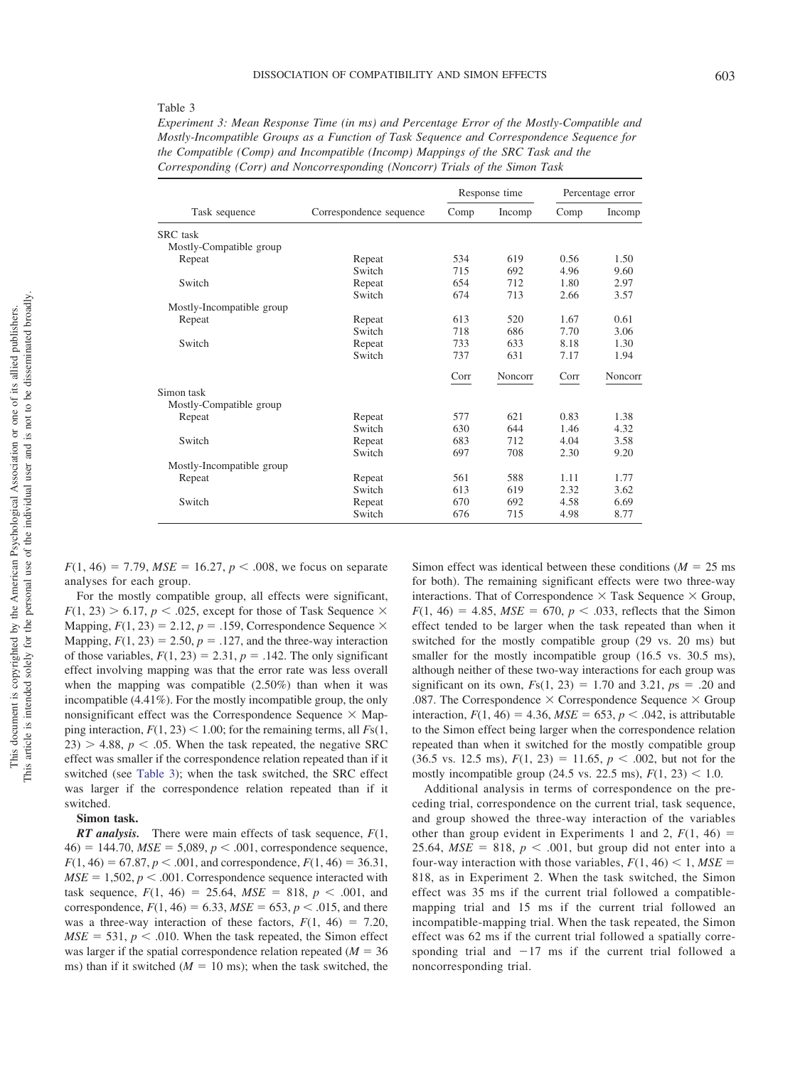Table 3

*Experiment 3: Mean Response Time (in ms) and Percentage Error of the Mostly-Compatible and Mostly-Incompatible Groups as a Function of Task Sequence and Correspondence Sequence for the Compatible (Comp) and Incompatible (Incomp) Mappings of the SRC Task and the Corresponding (Corr) and Noncorresponding (Noncorr) Trials of the Simon Task*

| Task sequence | Correspondence sequence | Response time | | Percentage error | |
|---|---|---|---|---|---|
| | | Comp | Incomp | Comp | Incomp |
| SRC task | | | | | |
| Mostly-Compatible group | | | | | |
| Repeat | Repeat | 534 | 619 | 0.56 | 1.50 |
| | Switch | 715 | 692 | 4.96 | 9.60 |
| Switch | Repeat | 654 | 712 | 1.80 | 2.97 |
| | Switch | 674 | 713 | 2.66 | 3.57 |
| Mostly-Incompatible group | | | | | |
| Repeat | Repeat | 613 | 520 | 1.67 | 0.61 |
| | Switch | 718 | 686 | 7.70 | 3.06 |
| Switch | Repeat | 733 | 633 | 8.18 | 1.30 |
| | Switch | 737 | 631 | 7.17 | 1.94 |
| | | Corr | Noncorr | Corr | Noncorr |
| Simon task | | | | | |
| Mostly-Compatible group | | | | | |
| Repeat | Repeat | 577 | 621 | 0.83 | 1.38 |
| | Switch | 630 | 644 | 1.46 | 4.32 |
| Switch | Repeat | 683 | 712 | 4.04 | 3.58 |
| | Switch | 697 | 708 | 2.30 | 9.20 |
| Mostly-Incompatible group | | | | | |
| Repeat | Repeat | 561 | 588 | 1.11 | 1.77 |
| | Switch | 613 | 619 | 2.32 | 3.62 |
| Switch | Repeat | 670 | 692 | 4.58 | 6.69 |
| | Switch | 676 | 715 | 4.98 | 8.77 |

$F(1, 46) = 7.79$, $MSE = 16.27$, $p < .008$, we focus on separate analyses for each group.

For the mostly compatible group, all effects were significant, $F(1, 23) > 6.17$, $p < .025$, except for those of Task Sequence × Mapping, $F(1, 23) = 2.12$, $p = .159$, Correspondence Sequence × Mapping, $F(1, 23) = 2.50$, $p = .127$, and the three-way interaction of those variables, $F(1, 23) = 2.31$, $p = .142$. The only significant effect involving mapping was that the error rate was less overall when the mapping was compatible (2.50%) than when it was incompatible (4.41%). For the mostly incompatible group, the only nonsignificant effect was the Correspondence Sequence × Mapping interaction, $F(1, 23) < 1.00$; for the remaining terms, all $Fs(1, 23) > 4.88$, $p < .05$. When the task repeated, the negative SRC effect was smaller if the correspondence relation repeated than if it switched (see Table 3); when the task switched, the SRC effect was larger if the correspondence relation repeated than if it switched.

**Simon task.**

***RT analysis.*** There were main effects of task sequence, $F(1, 46) = 144.70$, $MSE = 5{,}089$, $p < .001$, correspondence sequence, $F(1, 46) = 67.87$, $p < .001$, and correspondence, $F(1, 46) = 36.31$, $MSE = 1{,}502$, $p < .001$. Correspondence sequence interacted with task sequence, $F(1, 46) = 25.64$, $MSE = 818$, $p < .001$, and correspondence, $F(1, 46) = 6.33$, $MSE = 653$, $p < .015$, and there was a three-way interaction of these factors, $F(1, 46) = 7.20$, $MSE = 531$, $p < .010$. When the task repeated, the Simon effect was larger if the spatial correspondence relation repeated ($M = 36$ ms) than if it switched ($M = 10$ ms); when the task switched, the Simon effect was identical between these conditions ($M = 25$ ms for both). The remaining significant effects were two three-way interactions. That of Correspondence × Task Sequence × Group, $F(1, 46) = 4.85$, $MSE = 670$, $p < .033$, reflects that the Simon effect tended to be larger when the task repeated than when it switched for the mostly compatible group (29 vs. 20 ms) but smaller for the mostly incompatible group (16.5 vs. 30.5 ms), although neither of these two-way interactions for each group was significant on its own, $Fs(1, 23) = 1.70$ and 3.21, $ps = .20$ and .087. The Correspondence × Correspondence Sequence × Group interaction, $F(1, 46) = 4.36$, $MSE = 653$, $p < .042$, is attributable to the Simon effect being larger when the correspondence relation repeated than when it switched for the mostly compatible group (36.5 vs. 12.5 ms), $F(1, 23) = 11.65$, $p < .002$, but not for the mostly incompatible group (24.5 vs. 22.5 ms), $F(1, 23) < 1.0$.

Additional analysis in terms of correspondence on the preceding trial, correspondence on the current trial, task sequence, and group showed the three-way interaction of the variables other than group evident in Experiments 1 and 2, $F(1, 46) = 25.64$, $MSE = 818$, $p < .001$, but group did not enter into a four-way interaction with those variables, $F(1, 46) < 1$, $MSE = 818$, as in Experiment 2. When the task switched, the Simon effect was 35 ms if the current trial followed a compatible-mapping trial and 15 ms if the current trial followed an incompatible-mapping trial. When the task repeated, the Simon effect was 62 ms if the current trial followed a spatially corresponding trial and −17 ms if the current trial followed a noncorresponding trial.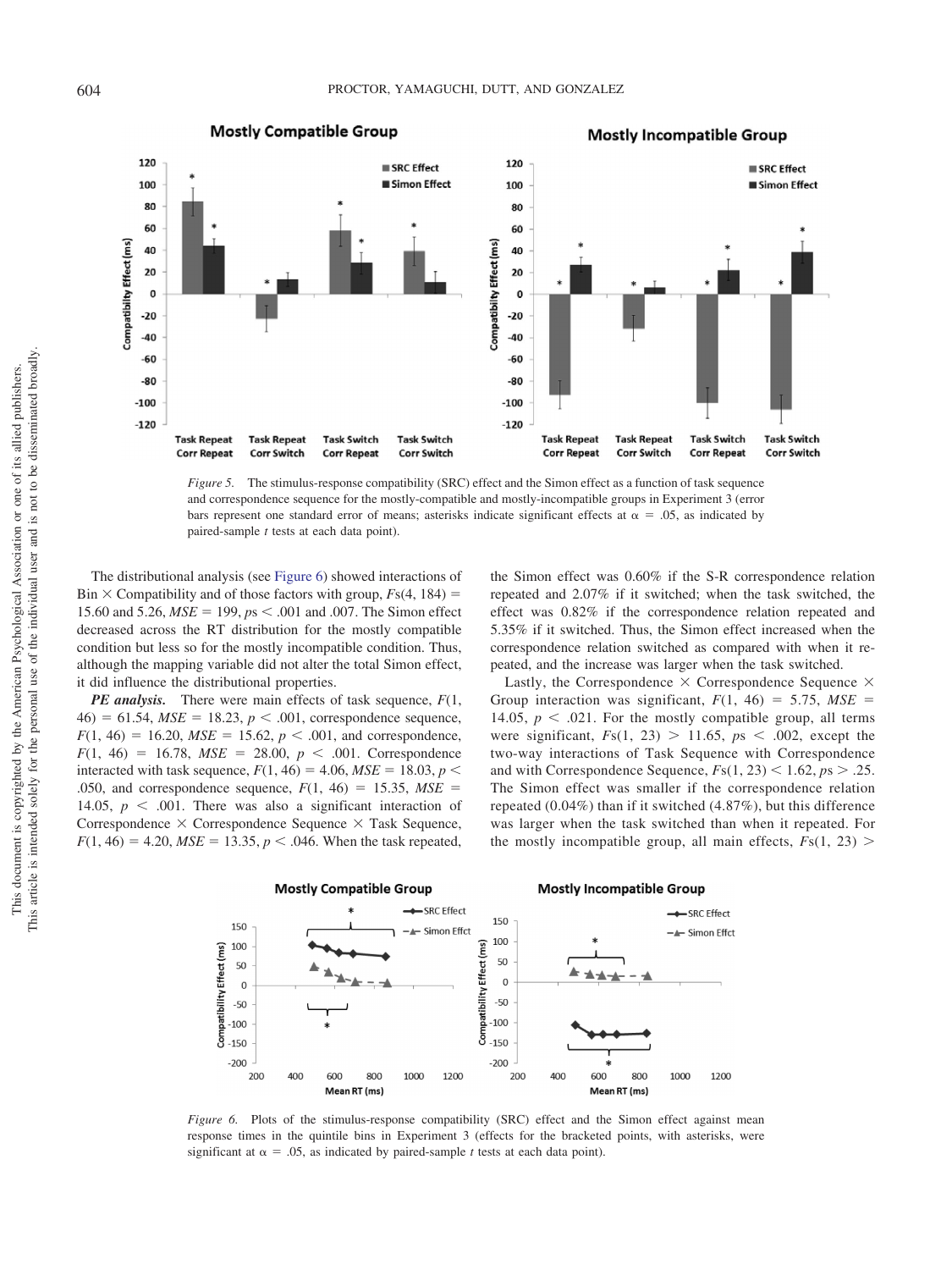*Figure 5.* The stimulus-response compatibility (SRC) effect and the Simon effect as a function of task sequence and correspondence sequence for the mostly-compatible and mostly-incompatible groups in Experiment 3 (error bars represent one standard error of means; asterisks indicate significant effects at $\alpha = .05$, as indicated by paired-sample *t* tests at each data point).

The distributional analysis (see Figure 6) showed interactions of Bin $\times$ Compatibility and of those factors with group, $Fs(4, 184) = 15.60$ and $5.26$, $MSE = 199$, $ps < .001$ and $.007$. The Simon effect decreased across the RT distribution for the mostly compatible condition but less so for the mostly incompatible condition. Thus, although the mapping variable did not alter the total Simon effect, it did influence the distributional properties.

***PE analysis.*** There were main effects of task sequence, $F(1, 46) = 61.54$, $MSE = 18.23$, $p < .001$, correspondence sequence, $F(1, 46) = 16.20$, $MSE = 15.62$, $p < .001$, and correspondence, $F(1, 46) = 16.78$, $MSE = 28.00$, $p < .001$. Correspondence interacted with task sequence, $F(1, 46) = 4.06$, $MSE = 18.03$, $p < .050$, and correspondence sequence, $F(1, 46) = 15.35$, $MSE = 14.05$, $p < .001$. There was also a significant interaction of Correspondence $\times$ Correspondence Sequence $\times$ Task Sequence, $F(1, 46) = 4.20$, $MSE = 13.35$, $p < .046$. When the task repeated, the Simon effect was 0.60% if the S-R correspondence relation repeated and 2.07% if it switched; when the task switched, the effect was 0.82% if the correspondence relation repeated and 5.35% if it switched. Thus, the Simon effect increased when the correspondence relation switched as compared with when it repeated, and the increase was larger when the task switched.

Lastly, the Correspondence $\times$ Correspondence Sequence $\times$ Group interaction was significant, $F(1, 46) = 5.75$, $MSE = 14.05$, $p < .021$. For the mostly compatible group, all terms were significant, $Fs(1, 23) > 11.65$, $ps < .002$, except the two-way interactions of Task Sequence with Correspondence and with Correspondence Sequence, $Fs(1, 23) < 1.62$, $ps > .25$. The Simon effect was smaller if the correspondence relation repeated (0.04%) than if it switched (4.87%), but this difference was larger when the task switched than when it repeated. For the mostly incompatible group, all main effects, $Fs(1, 23) >$

*Figure 6.* Plots of the stimulus-response compatibility (SRC) effect and the Simon effect against mean response times in the quintile bins in Experiment 3 (effects for the bracketed points, with asterisks, were significant at $\alpha = .05$, as indicated by paired-sample *t* tests at each data point).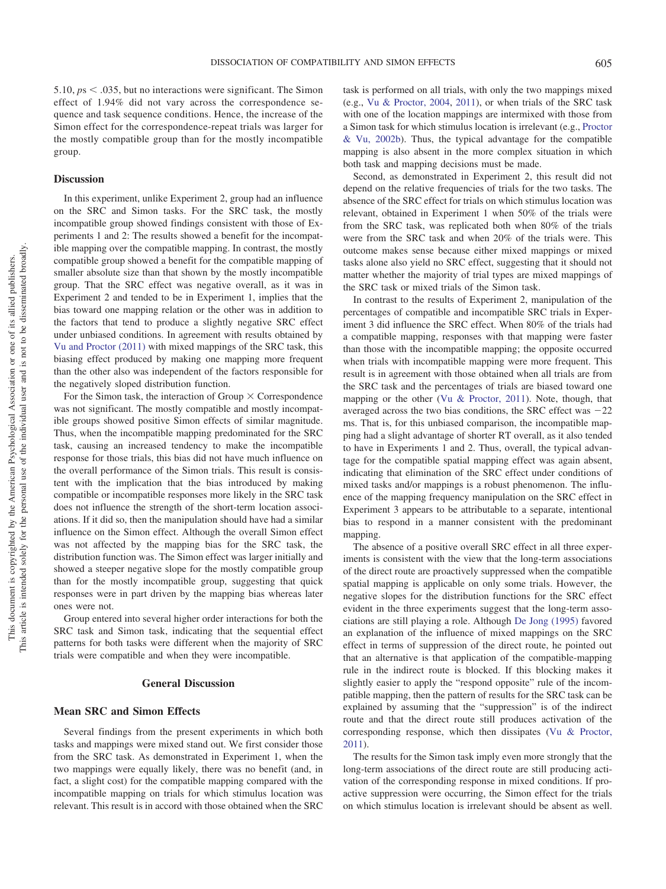5.10, $ps < .035$, but no interactions were significant. The Simon effect of 1.94% did not vary across the correspondence sequence and task sequence conditions. Hence, the increase of the Simon effect for the correspondence-repeat trials was larger for the mostly compatible group than for the mostly incompatible group.

### Discussion

In this experiment, unlike Experiment 2, group had an influence on the SRC and Simon tasks. For the SRC task, the mostly incompatible group showed findings consistent with those of Experiments 1 and 2: The results showed a benefit for the incompatible mapping over the compatible mapping. In contrast, the mostly compatible group showed a benefit for the compatible mapping of smaller absolute size than that shown by the mostly incompatible group. That the SRC effect was negative overall, as it was in Experiment 2 and tended to be in Experiment 1, implies that the bias toward one mapping relation or the other was in addition to the factors that tend to produce a slightly negative SRC effect under unbiased conditions. In agreement with results obtained by Vu and Proctor (2011) with mixed mappings of the SRC task, this biasing effect produced by making one mapping more frequent than the other also was independent of the factors responsible for the negatively sloped distribution function.

For the Simon task, the interaction of Group × Correspondence was not significant. The mostly compatible and mostly incompatible groups showed positive Simon effects of similar magnitude. Thus, when the incompatible mapping predominated for the SRC task, causing an increased tendency to make the incompatible response for those trials, this bias did not have much influence on the overall performance of the Simon trials. This result is consistent with the implication that the bias introduced by making compatible or incompatible responses more likely in the SRC task does not influence the strength of the short-term location associations. If it did so, then the manipulation should have had a similar influence on the Simon effect. Although the overall Simon effect was not affected by the mapping bias for the SRC task, the distribution function was. The Simon effect was larger initially and showed a steeper negative slope for the mostly compatible group than for the mostly incompatible group, suggesting that quick responses were in part driven by the mapping bias whereas later ones were not.

Group entered into several higher order interactions for both the SRC task and Simon task, indicating that the sequential effect patterns for both tasks were different when the majority of SRC trials were compatible and when they were incompatible.

## General Discussion

### Mean SRC and Simon Effects

Several findings from the present experiments in which both tasks and mappings were mixed stand out. We first consider those from the SRC task. As demonstrated in Experiment 1, when the two mappings were equally likely, there was no benefit (and, in fact, a slight cost) for the compatible mapping compared with the incompatible mapping on trials for which stimulus location was relevant. This result is in accord with those obtained when the SRC task is performed on all trials, with only the two mappings mixed (e.g., Vu & Proctor, 2004, 2011), or when trials of the SRC task with one of the location mappings are intermixed with those from a Simon task for which stimulus location is irrelevant (e.g., Proctor & Vu, 2002b). Thus, the typical advantage for the compatible mapping is also absent in the more complex situation in which both task and mapping decisions must be made.

Second, as demonstrated in Experiment 2, this result did not depend on the relative frequencies of trials for the two tasks. The absence of the SRC effect for trials on which stimulus location was relevant, obtained in Experiment 1 when 50% of the trials were from the SRC task, was replicated both when 80% of the trials were from the SRC task and when 20% of the trials were. This outcome makes sense because either mixed mappings or mixed tasks alone also yield no SRC effect, suggesting that it should not matter whether the majority of trial types are mixed mappings of the SRC task or mixed trials of the Simon task.

In contrast to the results of Experiment 2, manipulation of the percentages of compatible and incompatible SRC trials in Experiment 3 did influence the SRC effect. When 80% of the trials had a compatible mapping, responses with that mapping were faster than those with the incompatible mapping; the opposite occurred when trials with incompatible mapping were more frequent. This result is in agreement with those obtained when all trials are from the SRC task and the percentages of trials are biased toward one mapping or the other (Vu & Proctor, 2011). Note, though, that averaged across the two bias conditions, the SRC effect was −22 ms. That is, for this unbiased comparison, the incompatible mapping had a slight advantage of shorter RT overall, as it also tended to have in Experiments 1 and 2. Thus, overall, the typical advantage for the compatible spatial mapping effect was again absent, indicating that elimination of the SRC effect under conditions of mixed tasks and/or mappings is a robust phenomenon. The influence of the mapping frequency manipulation on the SRC effect in Experiment 3 appears to be attributable to a separate, intentional bias to respond in a manner consistent with the predominant mapping.

The absence of a positive overall SRC effect in all three experiments is consistent with the view that the long-term associations of the direct route are proactively suppressed when the compatible spatial mapping is applicable on only some trials. However, the negative slopes for the distribution functions for the SRC effect evident in the three experiments suggest that the long-term associations are still playing a role. Although De Jong (1995) favored an explanation of the influence of mixed mappings on the SRC effect in terms of suppression of the direct route, he pointed out that an alternative is that application of the compatible-mapping rule in the indirect route is blocked. If this blocking makes it slightly easier to apply the "respond opposite" rule of the incompatible mapping, then the pattern of results for the SRC task can be explained by assuming that the "suppression" is of the indirect route and that the direct route still produces activation of the corresponding response, which then dissipates (Vu & Proctor, 2011).

The results for the Simon task imply even more strongly that the long-term associations of the direct route are still producing activation of the corresponding response in mixed conditions. If proactive suppression were occurring, the Simon effect for the trials on which stimulus location is irrelevant should be absent as well.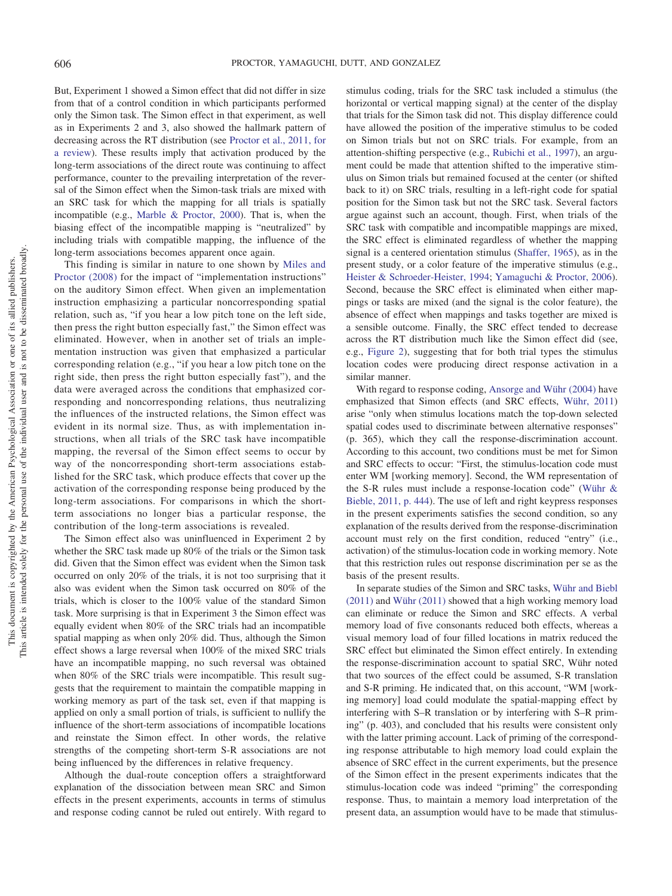But, Experiment 1 showed a Simon effect that did not differ in size from that of a control condition in which participants performed only the Simon task. The Simon effect in that experiment, as well as in Experiments 2 and 3, also showed the hallmark pattern of decreasing across the RT distribution (see Proctor et al., 2011, for a review). These results imply that activation produced by the long-term associations of the direct route was continuing to affect performance, counter to the prevailing interpretation of the reversal of the Simon effect when the Simon-task trials are mixed with an SRC task for which the mapping for all trials is spatially incompatible (e.g., Marble & Proctor, 2000). That is, when the biasing effect of the incompatible mapping is "neutralized" by including trials with compatible mapping, the influence of the long-term associations becomes apparent once again.

This finding is similar in nature to one shown by Miles and Proctor (2008) for the impact of "implementation instructions" on the auditory Simon effect. When given an implementation instruction emphasizing a particular noncorresponding spatial relation, such as, "if you hear a low pitch tone on the left side, then press the right button especially fast," the Simon effect was eliminated. However, when in another set of trials an implementation instruction was given that emphasized a particular corresponding relation (e.g., "if you hear a low pitch tone on the right side, then press the right button especially fast"), and the data were averaged across the conditions that emphasized corresponding and noncorresponding relations, thus neutralizing the influences of the instructed relations, the Simon effect was evident in its normal size. Thus, as with implementation instructions, when all trials of the SRC task have incompatible mapping, the reversal of the Simon effect seems to occur by way of the noncorresponding short-term associations established for the SRC task, which produce effects that cover up the activation of the corresponding response being produced by the long-term associations. For comparisons in which the short-term associations no longer bias a particular response, the contribution of the long-term associations is revealed.

The Simon effect also was uninfluenced in Experiment 2 by whether the SRC task made up 80% of the trials or the Simon task did. Given that the Simon effect was evident when the Simon task occurred on only 20% of the trials, it is not too surprising that it also was evident when the Simon task occurred on 80% of the trials, which is closer to the 100% value of the standard Simon task. More surprising is that in Experiment 3 the Simon effect was equally evident when 80% of the SRC trials had an incompatible spatial mapping as when only 20% did. Thus, although the Simon effect shows a large reversal when 100% of the mixed SRC trials have an incompatible mapping, no such reversal was obtained when 80% of the SRC trials were incompatible. This result suggests that the requirement to maintain the compatible mapping in working memory as part of the task set, even if that mapping is applied on only a small portion of trials, is sufficient to nullify the influence of the short-term associations of incompatible locations and reinstate the Simon effect. In other words, the relative strengths of the competing short-term S-R associations are not being influenced by the differences in relative frequency.

Although the dual-route conception offers a straightforward explanation of the dissociation between mean SRC and Simon effects in the present experiments, accounts in terms of stimulus and response coding cannot be ruled out entirely. With regard to stimulus coding, trials for the SRC task included a stimulus (the horizontal or vertical mapping signal) at the center of the display that trials for the Simon task did not. This display difference could have allowed the position of the imperative stimulus to be coded on Simon trials but not on SRC trials. For example, from an attention-shifting perspective (e.g., Rubichi et al., 1997), an argument could be made that attention shifted to the imperative stimulus on Simon trials but remained focused at the center (or shifted back to it) on SRC trials, resulting in a left-right code for spatial position for the Simon task but not the SRC task. Several factors argue against such an account, though. First, when trials of the SRC task with compatible and incompatible mappings are mixed, the SRC effect is eliminated regardless of whether the mapping signal is a centered orientation stimulus (Shaffer, 1965), as in the present study, or a color feature of the imperative stimulus (e.g., Heister & Schroeder-Heister, 1994; Yamaguchi & Proctor, 2006). Second, because the SRC effect is eliminated when either mappings or tasks are mixed (and the signal is the color feature), the absence of effect when mappings and tasks together are mixed is a sensible outcome. Finally, the SRC effect tended to decrease across the RT distribution much like the Simon effect did (see, e.g., Figure 2), suggesting that for both trial types the stimulus location codes were producing direct response activation in a similar manner.

With regard to response coding, Ansorge and Wühr (2004) have emphasized that Simon effects (and SRC effects, Wühr, 2011) arise "only when stimulus locations match the top-down selected spatial codes used to discriminate between alternative responses" (p. 365), which they call the response-discrimination account. According to this account, two conditions must be met for Simon and SRC effects to occur: "First, the stimulus-location code must enter WM [working memory]. Second, the WM representation of the S-R rules must include a response-location code" (Wühr & Bieble, 2011, p. 444). The use of left and right keypress responses in the present experiments satisfies the second condition, so any explanation of the results derived from the response-discrimination account must rely on the first condition, reduced "entry" (i.e., activation) of the stimulus-location code in working memory. Note that this restriction rules out response discrimination per se as the basis of the present results.

In separate studies of the Simon and SRC tasks, Wühr and Biebl (2011) and Wühr (2011) showed that a high working memory load can eliminate or reduce the Simon and SRC effects. A verbal memory load of five consonants reduced both effects, whereas a visual memory load of four filled locations in matrix reduced the SRC effect but eliminated the Simon effect entirely. In extending the response-discrimination account to spatial SRC, Wühr noted that two sources of the effect could be assumed, S-R translation and S-R priming. He indicated that, on this account, "WM [working memory] load could modulate the spatial-mapping effect by interfering with S–R translation or by interfering with S–R priming" (p. 403), and concluded that his results were consistent only with the latter priming account. Lack of priming of the corresponding response attributable to high memory load could explain the absence of SRC effect in the current experiments, but the presence of the Simon effect in the present experiments indicates that the stimulus-location code was indeed "priming" the corresponding response. Thus, to maintain a memory load interpretation of the present data, an assumption would have to be made that stimulus-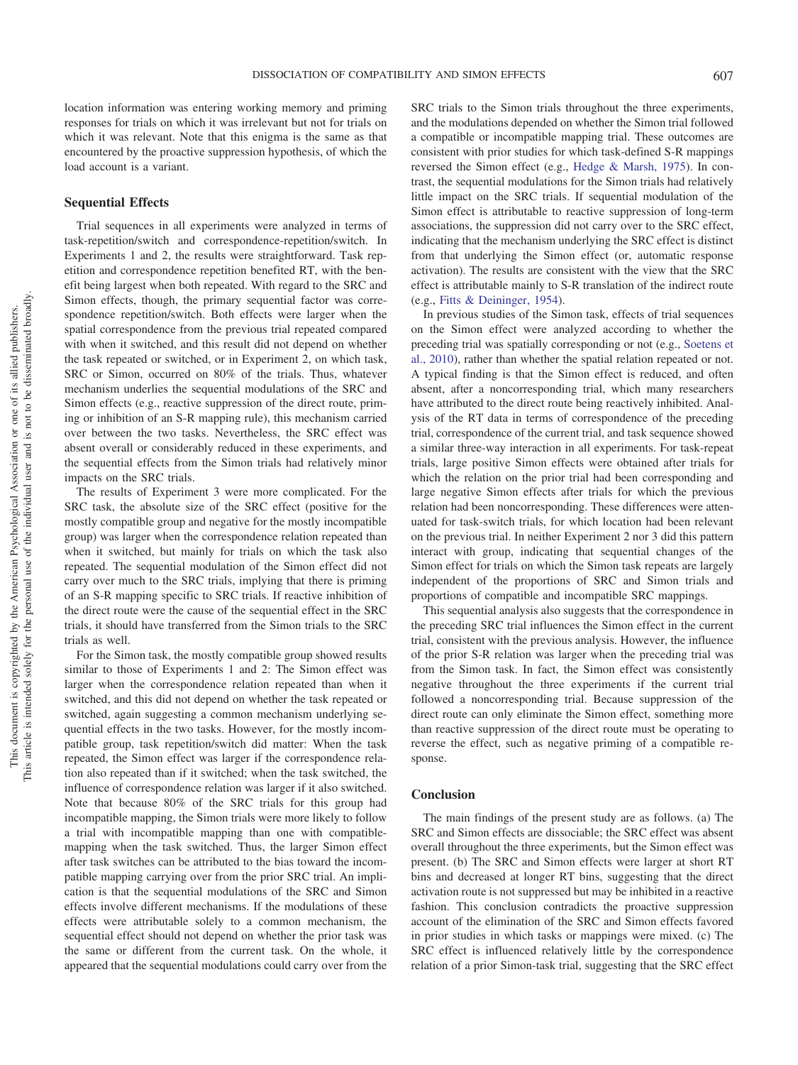location information was entering working memory and priming responses for trials on which it was irrelevant but not for trials on which it was relevant. Note that this enigma is the same as that encountered by the proactive suppression hypothesis, of which the load account is a variant.

## Sequential Effects

Trial sequences in all experiments were analyzed in terms of task-repetition/switch and correspondence-repetition/switch. In Experiments 1 and 2, the results were straightforward. Task repetition and correspondence repetition benefited RT, with the benefit being largest when both repeated. With regard to the SRC and Simon effects, though, the primary sequential factor was correspondence repetition/switch. Both effects were larger when the spatial correspondence from the previous trial repeated compared with when it switched, and this result did not depend on whether the task repeated or switched, or in Experiment 2, on which task, SRC or Simon, occurred on 80% of the trials. Thus, whatever mechanism underlies the sequential modulations of the SRC and Simon effects (e.g., reactive suppression of the direct route, priming or inhibition of an S-R mapping rule), this mechanism carried over between the two tasks. Nevertheless, the SRC effect was absent overall or considerably reduced in these experiments, and the sequential effects from the Simon trials had relatively minor impacts on the SRC trials.

The results of Experiment 3 were more complicated. For the SRC task, the absolute size of the SRC effect (positive for the mostly compatible group and negative for the mostly incompatible group) was larger when the correspondence relation repeated than when it switched, but mainly for trials on which the task also repeated. The sequential modulation of the Simon effect did not carry over much to the SRC trials, implying that there is priming of an S-R mapping specific to SRC trials. If reactive inhibition of the direct route were the cause of the sequential effect in the SRC trials, it should have transferred from the Simon trials to the SRC trials as well.

For the Simon task, the mostly compatible group showed results similar to those of Experiments 1 and 2: The Simon effect was larger when the correspondence relation repeated than when it switched, and this did not depend on whether the task repeated or switched, again suggesting a common mechanism underlying sequential effects in the two tasks. However, for the mostly incompatible group, task repetition/switch did matter: When the task repeated, the Simon effect was larger if the correspondence relation also repeated than if it switched; when the task switched, the influence of correspondence relation was larger if it also switched. Note that because 80% of the SRC trials for this group had incompatible mapping, the Simon trials were more likely to follow a trial with incompatible mapping than one with compatible-mapping when the task switched. Thus, the larger Simon effect after task switches can be attributed to the bias toward the incompatible mapping carrying over from the prior SRC trial. An implication is that the sequential modulations of the SRC and Simon effects involve different mechanisms. If the modulations of these effects were attributable solely to a common mechanism, the sequential effect should not depend on whether the prior task was the same or different from the current task. On the whole, it appeared that the sequential modulations could carry over from the SRC trials to the Simon trials throughout the three experiments, and the modulations depended on whether the Simon trial followed a compatible or incompatible mapping trial. These outcomes are consistent with prior studies for which task-defined S-R mappings reversed the Simon effect (e.g., Hedge & Marsh, 1975). In contrast, the sequential modulations for the Simon trials had relatively little impact on the SRC trials. If sequential modulation of the Simon effect is attributable to reactive suppression of long-term associations, the suppression did not carry over to the SRC effect, indicating that the mechanism underlying the SRC effect is distinct from that underlying the Simon effect (or, automatic response activation). The results are consistent with the view that the SRC effect is attributable mainly to S-R translation of the indirect route (e.g., Fitts & Deininger, 1954).

In previous studies of the Simon task, effects of trial sequences on the Simon effect were analyzed according to whether the preceding trial was spatially corresponding or not (e.g., Soetens et al., 2010), rather than whether the spatial relation repeated or not. A typical finding is that the Simon effect is reduced, and often absent, after a noncorresponding trial, which many researchers have attributed to the direct route being reactively inhibited. Analysis of the RT data in terms of correspondence of the preceding trial, correspondence of the current trial, and task sequence showed a similar three-way interaction in all experiments. For task-repeat trials, large positive Simon effects were obtained after trials for which the relation on the prior trial had been corresponding and large negative Simon effects after trials for which the previous relation had been noncorresponding. These differences were attenuated for task-switch trials, for which location had been relevant on the previous trial. In neither Experiment 2 nor 3 did this pattern interact with group, indicating that sequential changes of the Simon effect for trials on which the Simon task repeats are largely independent of the proportions of SRC and Simon trials and proportions of compatible and incompatible SRC mappings.

This sequential analysis also suggests that the correspondence in the preceding SRC trial influences the Simon effect in the current trial, consistent with the previous analysis. However, the influence of the prior S-R relation was larger when the preceding trial was from the Simon task. In fact, the Simon effect was consistently negative throughout the three experiments if the current trial followed a noncorresponding trial. Because suppression of the direct route can only eliminate the Simon effect, something more than reactive suppression of the direct route must be operating to reverse the effect, such as negative priming of a compatible response.

## Conclusion

The main findings of the present study are as follows. (a) The SRC and Simon effects are dissociable; the SRC effect was absent overall throughout the three experiments, but the Simon effect was present. (b) The SRC and Simon effects were larger at short RT bins and decreased at longer RT bins, suggesting that the direct activation route is not suppressed but may be inhibited in a reactive fashion. This conclusion contradicts the proactive suppression account of the elimination of the SRC and Simon effects favored in prior studies in which tasks or mappings were mixed. (c) The SRC effect is influenced relatively little by the correspondence relation of a prior Simon-task trial, suggesting that the SRC effect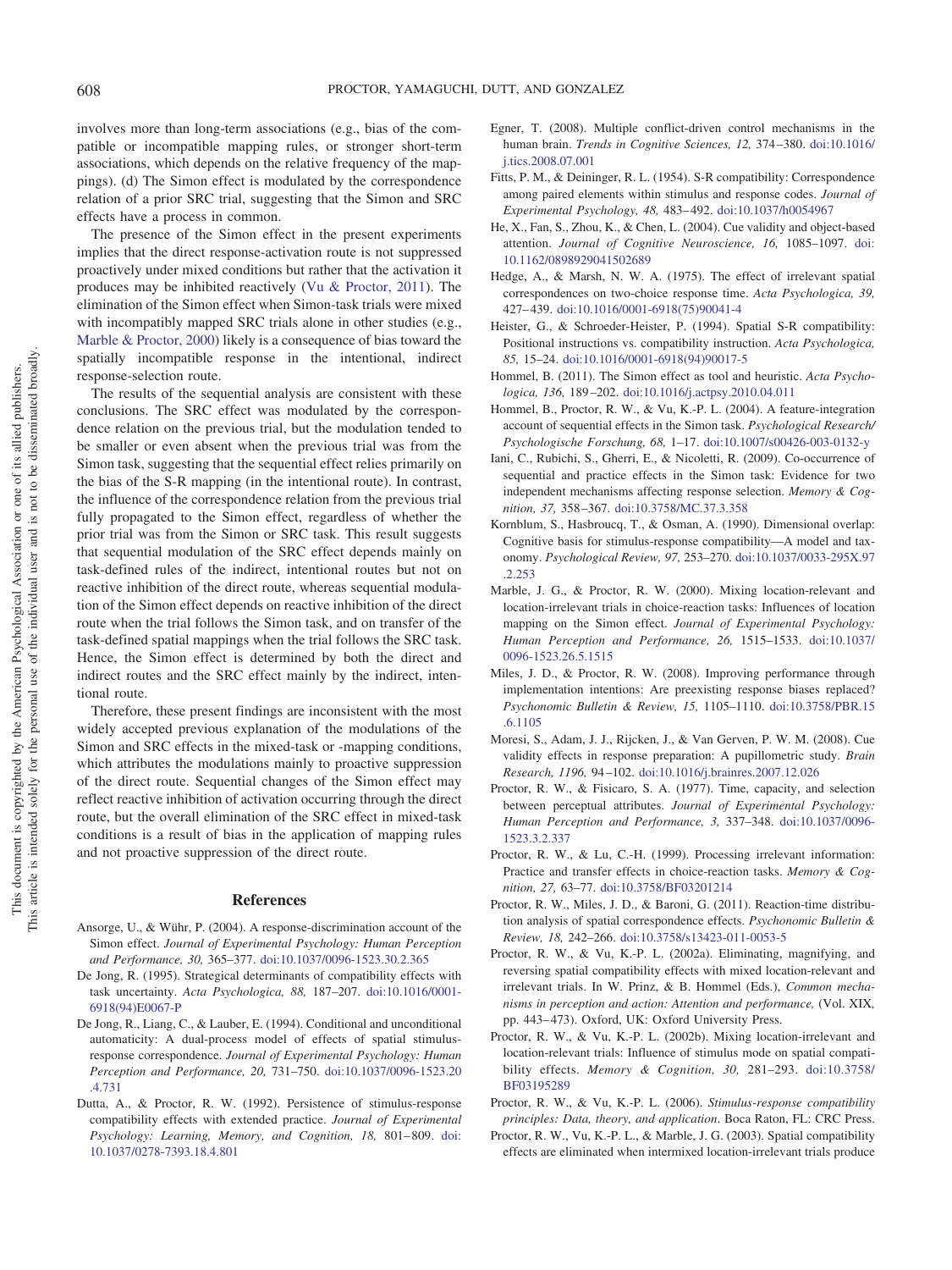involves more than long-term associations (e.g., bias of the compatible or incompatible mapping rules, or stronger short-term associations, which depends on the relative frequency of the mappings). (d) The Simon effect is modulated by the correspondence relation of a prior SRC trial, suggesting that the Simon and SRC effects have a process in common.

The presence of the Simon effect in the present experiments implies that the direct response-activation route is not suppressed proactively under mixed conditions but rather that the activation it produces may be inhibited reactively (Vu & Proctor, 2011). The elimination of the Simon effect when Simon-task trials were mixed with incompatibly mapped SRC trials alone in other studies (e.g., Marble & Proctor, 2000) likely is a consequence of bias toward the spatially incompatible response in the intentional, indirect response-selection route.

The results of the sequential analysis are consistent with these conclusions. The SRC effect was modulated by the correspondence relation on the previous trial, but the modulation tended to be smaller or even absent when the previous trial was from the Simon task, suggesting that the sequential effect relies primarily on the bias of the S-R mapping (in the intentional route). In contrast, the influence of the correspondence relation from the previous trial fully propagated to the Simon effect, regardless of whether the prior trial was from the Simon or SRC task. This result suggests that sequential modulation of the SRC effect depends mainly on task-defined rules of the indirect, intentional routes but not on reactive inhibition of the direct route, whereas sequential modulation of the Simon effect depends on reactive inhibition of the direct route when the trial follows the Simon task, and on transfer of the task-defined spatial mappings when the trial follows the SRC task. Hence, the Simon effect is determined by both the direct and indirect routes and the SRC effect mainly by the indirect, intentional route.

Therefore, these present findings are inconsistent with the most widely accepted previous explanation of the modulations of the Simon and SRC effects in the mixed-task or -mapping conditions, which attributes the modulations mainly to proactive suppression of the direct route. Sequential changes of the Simon effect may reflect reactive inhibition of activation occurring through the direct route, but the overall elimination of the SRC effect in mixed-task conditions is a result of bias in the application of mapping rules and not proactive suppression of the direct route.

## References

Ansorge, U., & Wühr, P. (2004). A response-discrimination account of the Simon effect. *Journal of Experimental Psychology: Human Perception and Performance, 30,* 365–377. doi:10.1037/0096-1523.30.2.365

De Jong, R. (1995). Strategical determinants of compatibility effects with task uncertainty. *Acta Psychologica, 88,* 187–207. doi:10.1016/0001-6918(94)E0067-P

De Jong, R., Liang, C., & Lauber, E. (1994). Conditional and unconditional automaticity: A dual-process model of effects of spatial stimulus-response correspondence. *Journal of Experimental Psychology: Human Perception and Performance, 20,* 731–750. doi:10.1037/0096-1523.20.4.731

Dutta, A., & Proctor, R. W. (1992). Persistence of stimulus-response compatibility effects with extended practice. *Journal of Experimental Psychology: Learning, Memory, and Cognition, 18,* 801–809. doi:10.1037/0278-7393.18.4.801

Egner, T. (2008). Multiple conflict-driven control mechanisms in the human brain. *Trends in Cognitive Sciences, 12,* 374–380. doi:10.1016/j.tics.2008.07.001

Fitts, P. M., & Deininger, R. L. (1954). S-R compatibility: Correspondence among paired elements within stimulus and response codes. *Journal of Experimental Psychology, 48,* 483–492. doi:10.1037/h0054967

He, X., Fan, S., Zhou, K., & Chen, L. (2004). Cue validity and object-based attention. *Journal of Cognitive Neuroscience, 16,* 1085–1097. doi:10.1162/0898929041502689

Hedge, A., & Marsh, N. W. A. (1975). The effect of irrelevant spatial correspondences on two-choice response time. *Acta Psychologica, 39,* 427–439. doi:10.1016/0001-6918(75)90041-4

Heister, G., & Schroeder-Heister, P. (1994). Spatial S-R compatibility: Positional instructions vs. compatibility instruction. *Acta Psychologica, 85,* 15–24. doi:10.1016/0001-6918(94)90017-5

Hommel, B. (2011). The Simon effect as tool and heuristic. *Acta Psychologica, 136,* 189–202. doi:10.1016/j.actpsy.2010.04.011

Hommel, B., Proctor, R. W., & Vu, K.-P. L. (2004). A feature-integration account of sequential effects in the Simon task. *Psychological Research/Psychologische Forschung, 68,* 1–17. doi:10.1007/s00426-003-0132-y

Iani, C., Rubichi, S., Gherri, E., & Nicoletti, R. (2009). Co-occurrence of sequential and practice effects in the Simon task: Evidence for two independent mechanisms affecting response selection. *Memory & Cognition, 37,* 358–367. doi:10.3758/MC.37.3.358

Kornblum, S., Hasbroucq, T., & Osman, A. (1990). Dimensional overlap: Cognitive basis for stimulus-response compatibility—A model and taxonomy. *Psychological Review, 97,* 253–270. doi:10.1037/0033-295X.97.2.253

Marble, J. G., & Proctor, R. W. (2000). Mixing location-relevant and location-irrelevant trials in choice-reaction tasks: Influences of location mapping on the Simon effect. *Journal of Experimental Psychology: Human Perception and Performance, 26,* 1515–1533. doi:10.1037/0096-1523.26.5.1515

Miles, J. D., & Proctor, R. W. (2008). Improving performance through implementation intentions: Are preexisting response biases replaced? *Psychonomic Bulletin & Review, 15,* 1105–1110. doi:10.3758/PBR.15.6.1105

Moresi, S., Adam, J. J., Rijcken, J., & Van Gerven, P. W. M. (2008). Cue validity effects in response preparation: A pupillometric study. *Brain Research, 1196,* 94–102. doi:10.1016/j.brainres.2007.12.026

Proctor, R. W., & Fisicaro, S. A. (1977). Time, capacity, and selection between perceptual attributes. *Journal of Experimental Psychology: Human Perception and Performance, 3,* 337–348. doi:10.1037/0096-1523.3.2.337

Proctor, R. W., & Lu, C.-H. (1999). Processing irrelevant information: Practice and transfer effects in choice-reaction tasks. *Memory & Cognition, 27,* 63–77. doi:10.3758/BF03201214

Proctor, R. W., Miles, J. D., & Baroni, G. (2011). Reaction-time distribution analysis of spatial correspondence effects. *Psychonomic Bulletin & Review, 18,* 242–266. doi:10.3758/s13423-011-0053-5

Proctor, R. W., & Vu, K.-P. L. (2002a). Eliminating, magnifying, and reversing spatial compatibility effects with mixed location-relevant and irrelevant trials. In W. Prinz, & B. Hommel (Eds.), *Common mechanisms in perception and action: Attention and performance,* (Vol. XIX, pp. 443–473). Oxford, UK: Oxford University Press.

Proctor, R. W., & Vu, K.-P. L. (2002b). Mixing location-irrelevant and location-relevant trials: Influence of stimulus mode on spatial compatibility effects. *Memory & Cognition, 30,* 281–293. doi:10.3758/BF03195289

Proctor, R. W., & Vu, K.-P. L. (2006). *Stimulus-response compatibility principles: Data, theory, and application*. Boca Raton, FL: CRC Press.

Proctor, R. W., Vu, K.-P. L., & Marble, J. G. (2003). Spatial compatibility effects are eliminated when intermixed location-irrelevant trials produce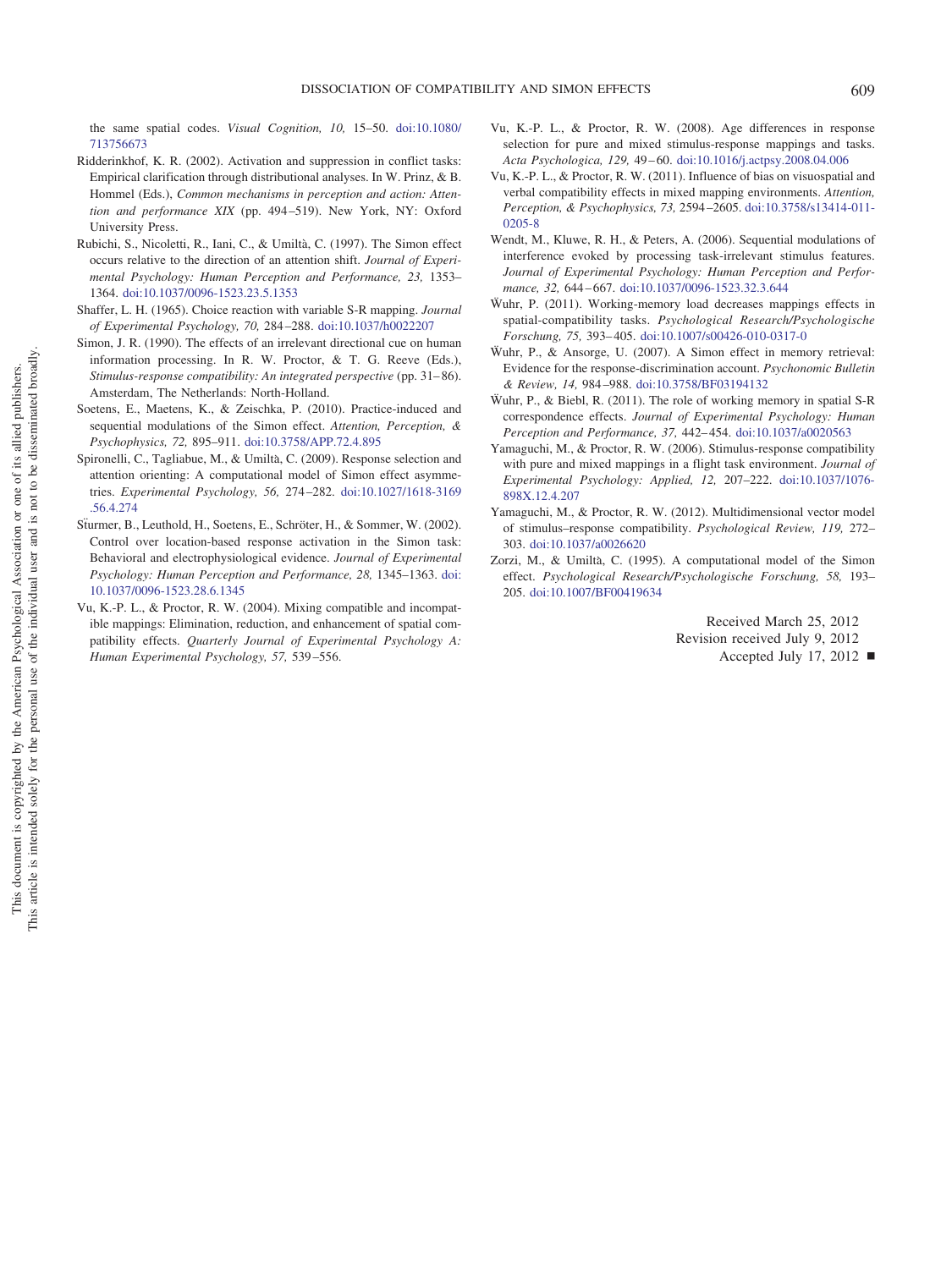the same spatial codes. *Visual Cognition, 10,* 15–50. doi:10.1080/713756673

Ridderinkhof, K. R. (2002). Activation and suppression in conflict tasks: Empirical clarification through distributional analyses. In W. Prinz, & B. Hommel (Eds.), *Common mechanisms in perception and action: Attention and performance XIX* (pp. 494–519). New York, NY: Oxford University Press.

Rubichi, S., Nicoletti, R., Iani, C., & Umiltà, C. (1997). The Simon effect occurs relative to the direction of an attention shift. *Journal of Experimental Psychology: Human Perception and Performance, 23,* 1353–1364. doi:10.1037/0096-1523.23.5.1353

Shaffer, L. H. (1965). Choice reaction with variable S-R mapping. *Journal of Experimental Psychology, 70,* 284–288. doi:10.1037/h0022207

Simon, J. R. (1990). The effects of an irrelevant directional cue on human information processing. In R. W. Proctor, & T. G. Reeve (Eds.), *Stimulus-response compatibility: An integrated perspective* (pp. 31–86). Amsterdam, The Netherlands: North-Holland.

Soetens, E., Maetens, K., & Zeischka, P. (2010). Practice-induced and sequential modulations of the Simon effect. *Attention, Perception, & Psychophysics, 72,* 895–911. doi:10.3758/APP.72.4.895

Spironelli, C., Tagliabue, M., & Umiltà, C. (2009). Response selection and attention orienting: A computational model of Simon effect asymmetries. *Experimental Psychology, 56,* 274–282. doi:10.1027/1618-3169.56.4.274

Stürmer, B., Leuthold, H., Soetens, E., Schröter, H., & Sommer, W. (2002). Control over location-based response activation in the Simon task: Behavioral and electrophysiological evidence. *Journal of Experimental Psychology: Human Perception and Performance, 28,* 1345–1363. doi:10.1037/0096-1523.28.6.1345

Vu, K.-P. L., & Proctor, R. W. (2004). Mixing compatible and incompatible mappings: Elimination, reduction, and enhancement of spatial compatibility effects. *Quarterly Journal of Experimental Psychology A: Human Experimental Psychology, 57,* 539–556.

Vu, K.-P. L., & Proctor, R. W. (2008). Age differences in response selection for pure and mixed stimulus-response mappings and tasks. *Acta Psychologica, 129,* 49–60. doi:10.1016/j.actpsy.2008.04.006

Vu, K.-P. L., & Proctor, R. W. (2011). Influence of bias on visuospatial and verbal compatibility effects in mixed mapping environments. *Attention, Perception, & Psychophysics, 73,* 2594–2605. doi:10.3758/s13414-011-0205-8

Wendt, M., Kluwe, R. H., & Peters, A. (2006). Sequential modulations of interference evoked by processing task-irrelevant stimulus features. *Journal of Experimental Psychology: Human Perception and Performance, 32,* 644–667. doi:10.1037/0096-1523.32.3.644

Wühr, P. (2011). Working-memory load decreases mappings effects in spatial-compatibility tasks. *Psychological Research/Psychologische Forschung, 75,* 393–405. doi:10.1007/s00426-010-0317-0

Wühr, P., & Ansorge, U. (2007). A Simon effect in memory retrieval: Evidence for the response-discrimination account. *Psychonomic Bulletin & Review, 14,* 984–988. doi:10.3758/BF03194132

Wühr, P., & Biebl, R. (2011). The role of working memory in spatial S-R correspondence effects. *Journal of Experimental Psychology: Human Perception and Performance, 37,* 442–454. doi:10.1037/a0020563

Yamaguchi, M., & Proctor, R. W. (2006). Stimulus-response compatibility with pure and mixed mappings in a flight task environment. *Journal of Experimental Psychology: Applied, 12,* 207–222. doi:10.1037/1076-898X.12.4.207

Yamaguchi, M., & Proctor, R. W. (2012). Multidimensional vector model of stimulus–response compatibility. *Psychological Review, 119,* 272–303. doi:10.1037/a0026620

Zorzi, M., & Umiltà, C. (1995). A computational model of the Simon effect. *Psychological Research/Psychologische Forschung, 58,* 193–205. doi:10.1007/BF00419634

Received March 25, 2012
Revision received July 9, 2012
Accepted July 17, 2012 ■